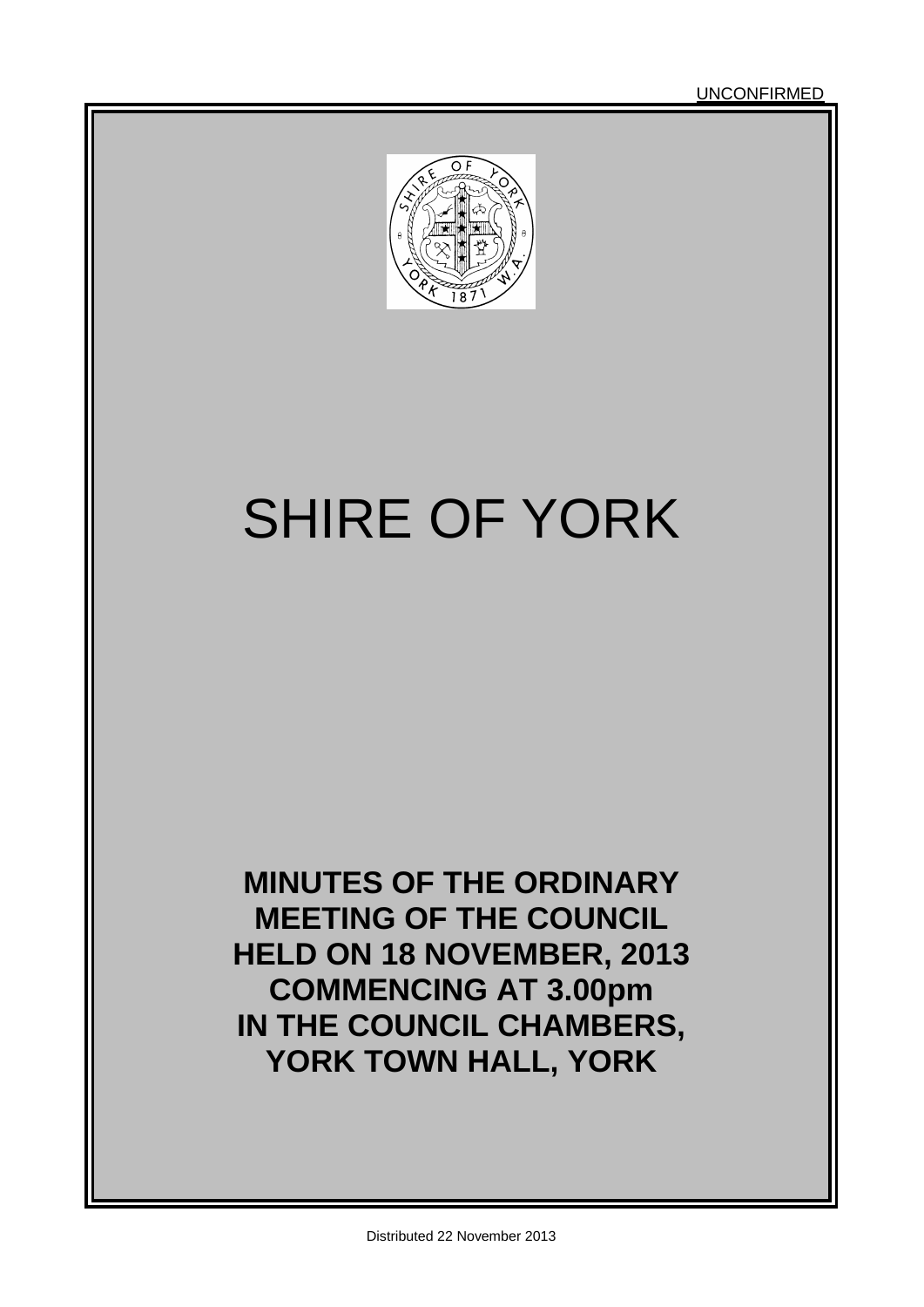UNCONFIRMED

# SHIRE OF YORK

**MINUTES OF THE ORDINARY MEETING OF THE COUNCIL HELD ON 18 NOVEMBER, 2013 COMMENCING AT 3.00pm IN THE COUNCIL CHAMBERS, YORK TOWN HALL, YORK**

Distributed 22 November 2013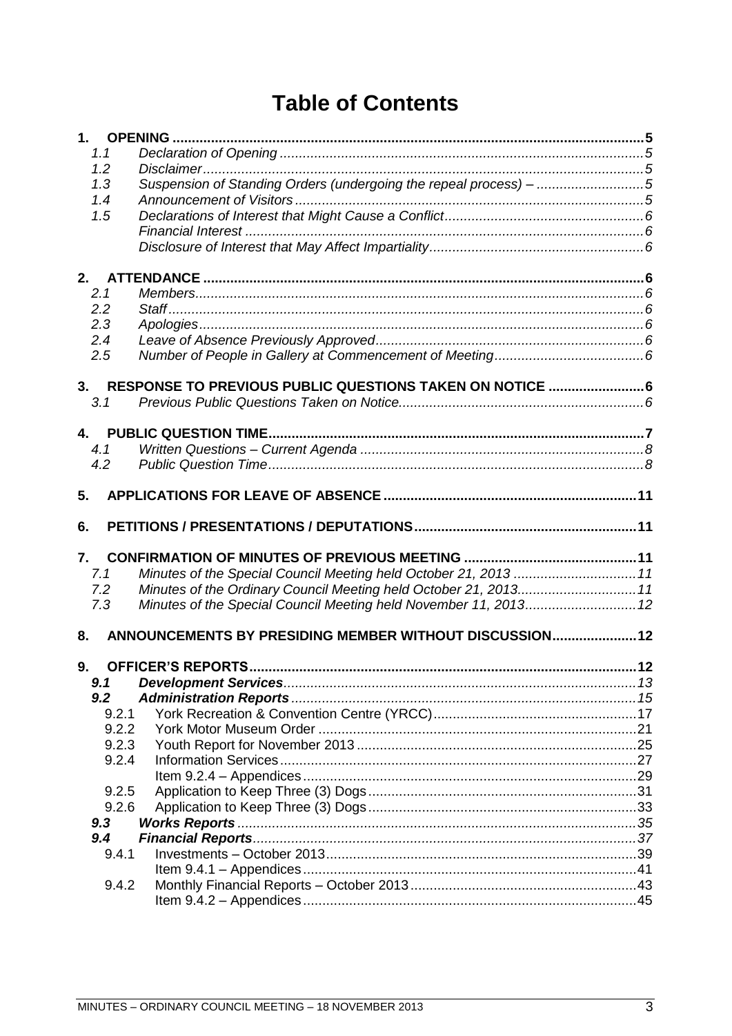# Table of Contents

**1. OPENING** .......... 5

- 1.1 *Declaration of Opening* .......... *5*
- 1.2 *Disclaimer* .......... *5*
- 1.3 *Suspension of Standing Orders (undergoing the repeal process) –* .......... *5*
- 1.4 *Announcement of Visitors* .......... *5*
- 1.5 *Declarations of Interest that Might Cause a Conflict* .......... *6*
  - *Financial Interest* .......... *6*
  - *Disclosure of Interest that May Affect Impartiality* .......... *6*

**2. ATTENDANCE** .......... 6

- 2.1 *Members* .......... *6*
- 2.2 *Staff* .......... *6*
- 2.3 *Apologies* .......... *6*
- 2.4 *Leave of Absence Previously Approved* .......... *6*
- 2.5 *Number of People in Gallery at Commencement of Meeting* .......... *6*

**3. RESPONSE TO PREVIOUS PUBLIC QUESTIONS TAKEN ON NOTICE** .......... 6

- 3.1 *Previous Public Questions Taken on Notice* .......... *6*

**4. PUBLIC QUESTION TIME** .......... 7

- 4.1 *Written Questions – Current Agenda* .......... *8*
- 4.2 *Public Question Time* .......... *8*

**5. APPLICATIONS FOR LEAVE OF ABSENCE** .......... 11

**6. PETITIONS / PRESENTATIONS / DEPUTATIONS** .......... 11

**7. CONFIRMATION OF MINUTES OF PREVIOUS MEETING** .......... 11

- 7.1 *Minutes of the Special Council Meeting held October 21, 2013* .......... *11*
- 7.2 *Minutes of the Ordinary Council Meeting held October 21, 2013* .......... *11*
- 7.3 *Minutes of the Special Council Meeting held November 11, 2013* .......... *12*

**8. ANNOUNCEMENTS BY PRESIDING MEMBER WITHOUT DISCUSSION** .......... 12

**9. OFFICER'S REPORTS** .......... 12

- ***9.1 Development Services*** .......... *13*
- ***9.2 Administration Reports*** .......... *15*
  - 9.2.1 York Recreation & Convention Centre (YRCC) .......... 17
  - 9.2.2 York Motor Museum Order .......... 21
  - 9.2.3 Youth Report for November 2013 .......... 25
  - 9.2.4 Information Services .......... 27
    - Item 9.2.4 – Appendices .......... 29
  - 9.2.5 Application to Keep Three (3) Dogs .......... 31
  - 9.2.6 Application to Keep Three (3) Dogs .......... 33
- ***9.3 Works Reports*** .......... *35*
- ***9.4 Financial Reports*** .......... *37*
  - 9.4.1 Investments – October 2013 .......... 39
    - Item 9.4.1 – Appendices .......... 41
  - 9.4.2 Monthly Financial Reports – October 2013 .......... 43
    - Item 9.4.2 – Appendices .......... 45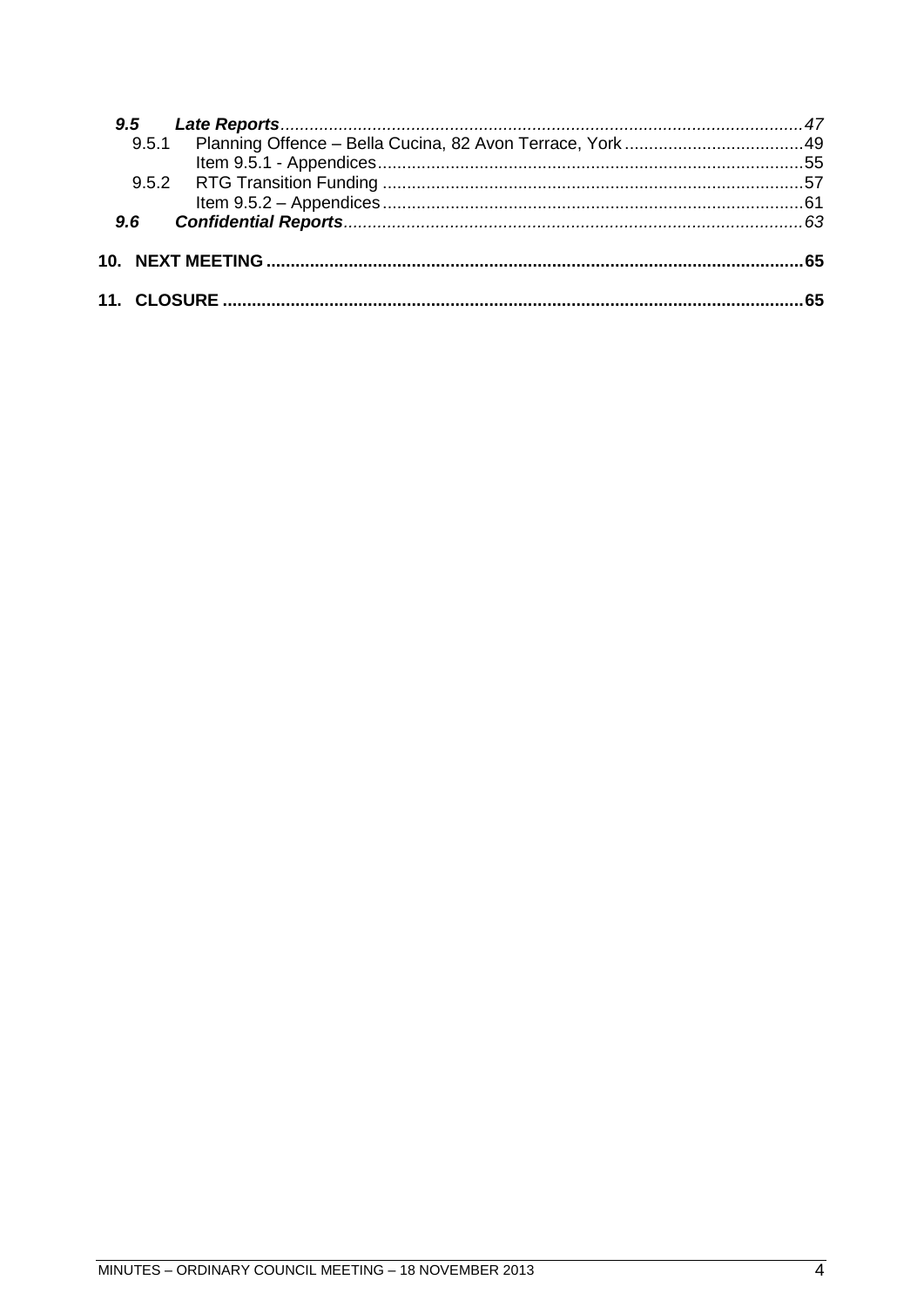*9.5 Late Reports* ... *47*
9.5.1 Planning Offence – Bella Cucina, 82 Avon Terrace, York ... 49
Item 9.5.1 - Appendices ... 55
9.5.2 RTG Transition Funding ... 57
Item 9.5.2 – Appendices ... 61
*9.6 Confidential Reports* ... *63*

**10. NEXT MEETING ... 65**

**11. CLOSURE ... 65**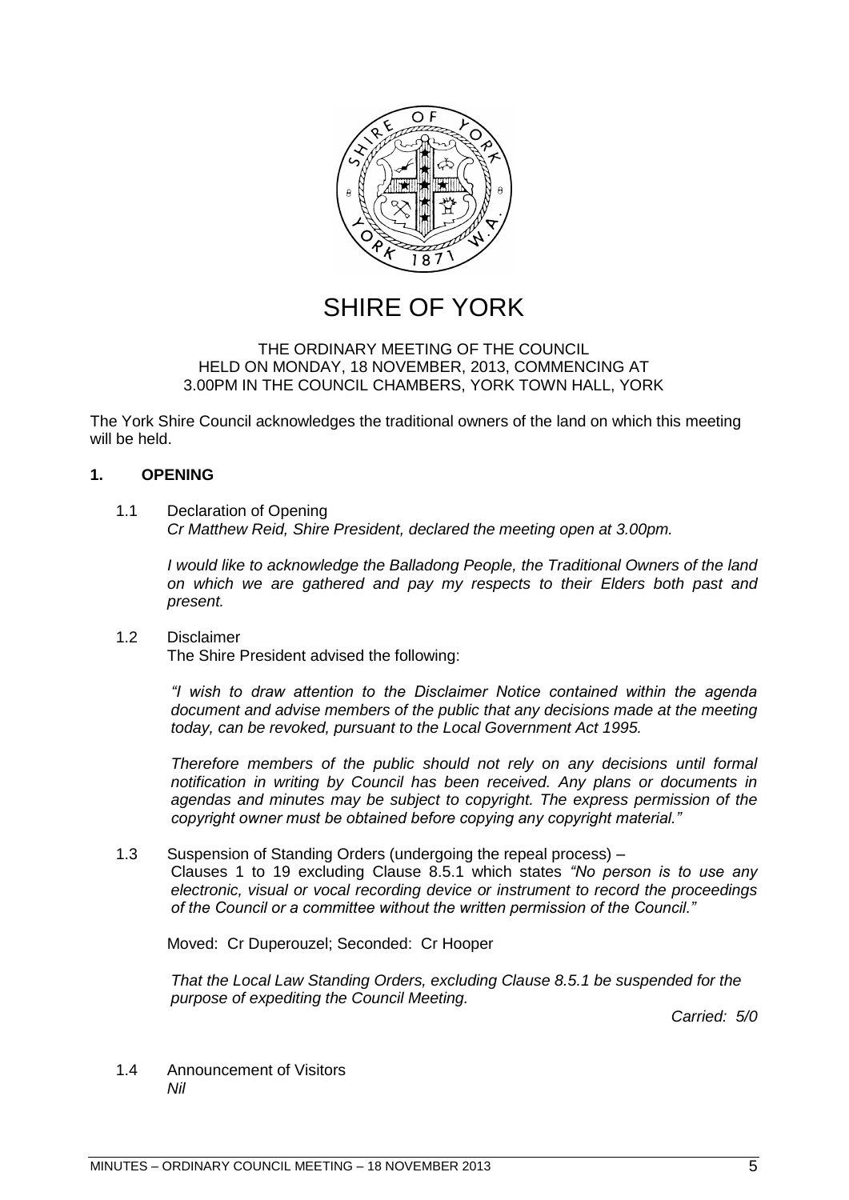# SHIRE OF YORK

THE ORDINARY MEETING OF THE COUNCIL
HELD ON MONDAY, 18 NOVEMBER, 2013, COMMENCING AT
3.00PM IN THE COUNCIL CHAMBERS, YORK TOWN HALL, YORK

The York Shire Council acknowledges the traditional owners of the land on which this meeting will be held.

## 1. OPENING

1.1 Declaration of Opening

*Cr Matthew Reid, Shire President, declared the meeting open at 3.00pm.*

*I would like to acknowledge the Balladong People, the Traditional Owners of the land on which we are gathered and pay my respects to their Elders both past and present.*

1.2 Disclaimer

The Shire President advised the following:

*"I wish to draw attention to the Disclaimer Notice contained within the agenda document and advise members of the public that any decisions made at the meeting today, can be revoked, pursuant to the Local Government Act 1995.*

*Therefore members of the public should not rely on any decisions until formal notification in writing by Council has been received. Any plans or documents in agendas and minutes may be subject to copyright. The express permission of the copyright owner must be obtained before copying any copyright material."*

1.3 Suspension of Standing Orders (undergoing the repeal process) –

Clauses 1 to 19 excluding Clause 8.5.1 which states *"No person is to use any electronic, visual or vocal recording device or instrument to record the proceedings of the Council or a committee without the written permission of the Council."*

Moved: Cr Duperouzel; Seconded: Cr Hooper

*That the Local Law Standing Orders, excluding Clause 8.5.1 be suspended for the purpose of expediting the Council Meeting.*

*Carried: 5/0*

1.4 Announcement of Visitors

*Nil*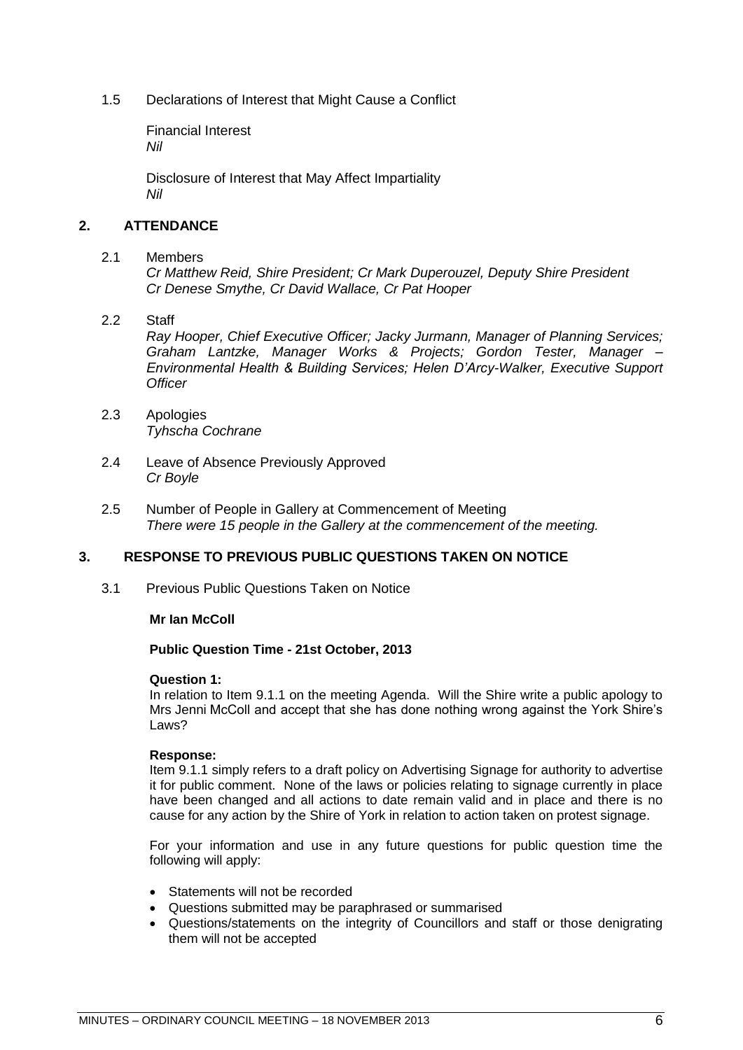1.5 Declarations of Interest that Might Cause a Conflict

Financial Interest
*Nil*

Disclosure of Interest that May Affect Impartiality
*Nil*

## 2. ATTENDANCE

2.1 Members
*Cr Matthew Reid, Shire President; Cr Mark Duperouzel, Deputy Shire President Cr Denese Smythe, Cr David Wallace, Cr Pat Hooper*

2.2 Staff
*Ray Hooper, Chief Executive Officer; Jacky Jurmann, Manager of Planning Services; Graham Lantzke, Manager Works & Projects; Gordon Tester, Manager – Environmental Health & Building Services; Helen D'Arcy-Walker, Executive Support Officer*

2.3 Apologies
*Tyhscha Cochrane*

2.4 Leave of Absence Previously Approved
*Cr Boyle*

2.5 Number of People in Gallery at Commencement of Meeting
*There were 15 people in the Gallery at the commencement of the meeting.*

## 3. RESPONSE TO PREVIOUS PUBLIC QUESTIONS TAKEN ON NOTICE

3.1 Previous Public Questions Taken on Notice

**Mr Ian McColl**

**Public Question Time - 21st October, 2013**

**Question 1:**
In relation to Item 9.1.1 on the meeting Agenda. Will the Shire write a public apology to Mrs Jenni McColl and accept that she has done nothing wrong against the York Shire's Laws?

**Response:**
Item 9.1.1 simply refers to a draft policy on Advertising Signage for authority to advertise it for public comment. None of the laws or policies relating to signage currently in place have been changed and all actions to date remain valid and in place and there is no cause for any action by the Shire of York in relation to action taken on protest signage.

For your information and use in any future questions for public question time the following will apply:

- Statements will not be recorded
- Questions submitted may be paraphrased or summarised
- Questions/statements on the integrity of Councillors and staff or those denigrating them will not be accepted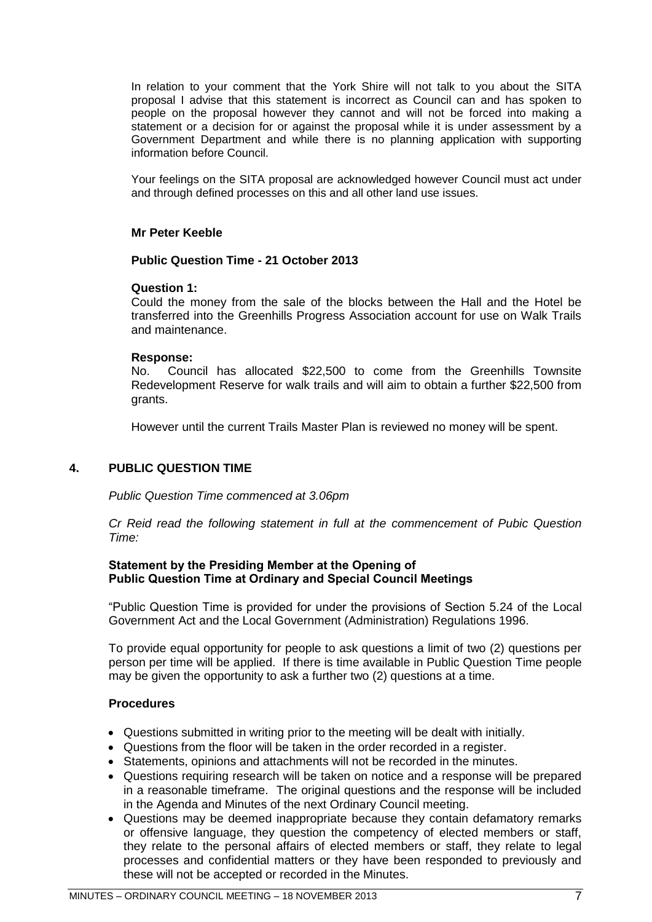In relation to your comment that the York Shire will not talk to you about the SITA proposal I advise that this statement is incorrect as Council can and has spoken to people on the proposal however they cannot and will not be forced into making a statement or a decision for or against the proposal while it is under assessment by a Government Department and while there is no planning application with supporting information before Council.

Your feelings on the SITA proposal are acknowledged however Council must act under and through defined processes on this and all other land use issues.

**Mr Peter Keeble**

**Public Question Time - 21 October 2013**

**Question 1:**
Could the money from the sale of the blocks between the Hall and the Hotel be transferred into the Greenhills Progress Association account for use on Walk Trails and maintenance.

**Response:**
No. Council has allocated $22,500 to come from the Greenhills Townsite Redevelopment Reserve for walk trails and will aim to obtain a further $22,500 from grants.

However until the current Trails Master Plan is reviewed no money will be spent.

## 4. PUBLIC QUESTION TIME

*Public Question Time commenced at 3.06pm*

*Cr Reid read the following statement in full at the commencement of Pubic Question Time:*

**Statement by the Presiding Member at the Opening of Public Question Time at Ordinary and Special Council Meetings**

"Public Question Time is provided for under the provisions of Section 5.24 of the Local Government Act and the Local Government (Administration) Regulations 1996.

To provide equal opportunity for people to ask questions a limit of two (2) questions per person per time will be applied. If there is time available in Public Question Time people may be given the opportunity to ask a further two (2) questions at a time.

**Procedures**

- Questions submitted in writing prior to the meeting will be dealt with initially.
- Questions from the floor will be taken in the order recorded in a register.
- Statements, opinions and attachments will not be recorded in the minutes.
- Questions requiring research will be taken on notice and a response will be prepared in a reasonable timeframe. The original questions and the response will be included in the Agenda and Minutes of the next Ordinary Council meeting.
- Questions may be deemed inappropriate because they contain defamatory remarks or offensive language, they question the competency of elected members or staff, they relate to the personal affairs of elected members or staff, they relate to legal processes and confidential matters or they have been responded to previously and these will not be accepted or recorded in the Minutes.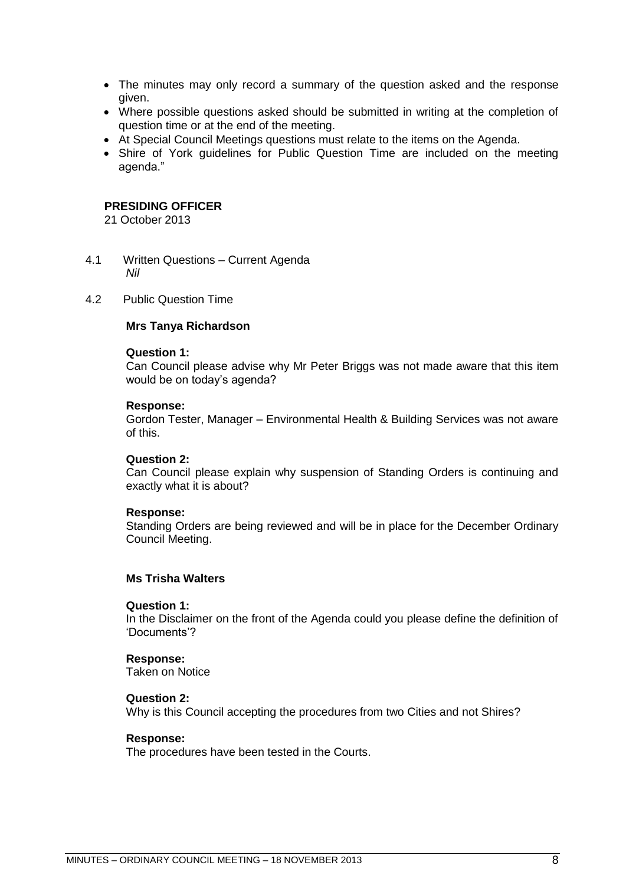- The minutes may only record a summary of the question asked and the response given.
- Where possible questions asked should be submitted in writing at the completion of question time or at the end of the meeting.
- At Special Council Meetings questions must relate to the items on the Agenda.
- Shire of York guidelines for Public Question Time are included on the meeting agenda."

**PRESIDING OFFICER**
21 October 2013

4.1 Written Questions – Current Agenda
*Nil*

4.2 Public Question Time

**Mrs Tanya Richardson**

**Question 1:**
Can Council please advise why Mr Peter Briggs was not made aware that this item would be on today's agenda?

**Response:**
Gordon Tester, Manager – Environmental Health & Building Services was not aware of this.

**Question 2:**
Can Council please explain why suspension of Standing Orders is continuing and exactly what it is about?

**Response:**
Standing Orders are being reviewed and will be in place for the December Ordinary Council Meeting.

**Ms Trisha Walters**

**Question 1:**
In the Disclaimer on the front of the Agenda could you please define the definition of 'Documents'?

**Response:**
Taken on Notice

**Question 2:**
Why is this Council accepting the procedures from two Cities and not Shires?

**Response:**
The procedures have been tested in the Courts.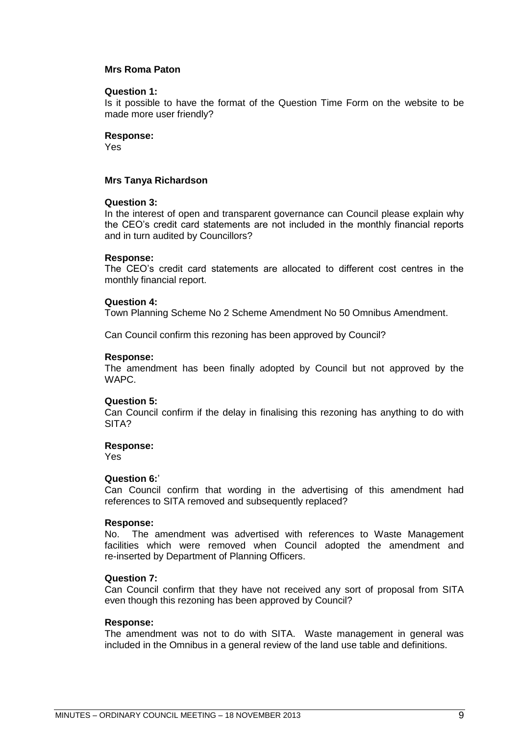**Mrs Roma Paton**

**Question 1:**
Is it possible to have the format of the Question Time Form on the website to be made more user friendly?

**Response:**
Yes

**Mrs Tanya Richardson**

**Question 3:**
In the interest of open and transparent governance can Council please explain why the CEO's credit card statements are not included in the monthly financial reports and in turn audited by Councillors?

**Response:**
The CEO's credit card statements are allocated to different cost centres in the monthly financial report.

**Question 4:**
Town Planning Scheme No 2 Scheme Amendment No 50 Omnibus Amendment.

Can Council confirm this rezoning has been approved by Council?

**Response:**
The amendment has been finally adopted by Council but not approved by the WAPC.

**Question 5:**
Can Council confirm if the delay in finalising this rezoning has anything to do with SITA?

**Response:**
Yes

**Question 6:**'
Can Council confirm that wording in the advertising of this amendment had references to SITA removed and subsequently replaced?

**Response:**
No. The amendment was advertised with references to Waste Management facilities which were removed when Council adopted the amendment and re-inserted by Department of Planning Officers.

**Question 7:**
Can Council confirm that they have not received any sort of proposal from SITA even though this rezoning has been approved by Council?

**Response:**
The amendment was not to do with SITA. Waste management in general was included in the Omnibus in a general review of the land use table and definitions.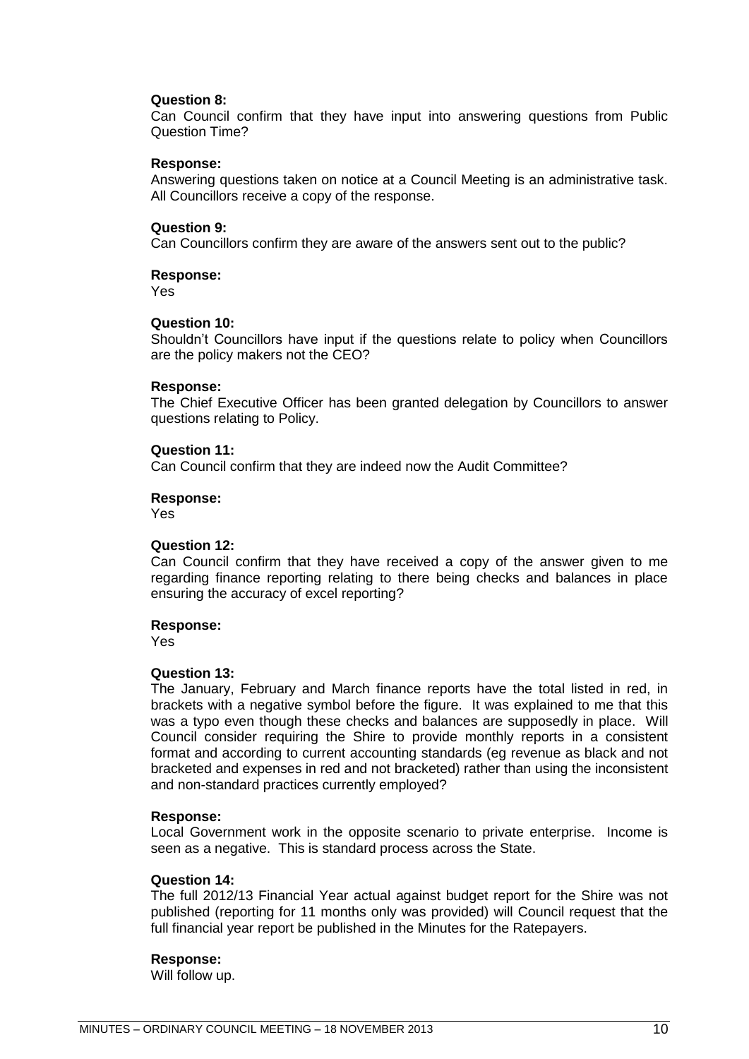**Question 8:**
Can Council confirm that they have input into answering questions from Public Question Time?

**Response:**
Answering questions taken on notice at a Council Meeting is an administrative task. All Councillors receive a copy of the response.

**Question 9:**
Can Councillors confirm they are aware of the answers sent out to the public?

**Response:**
Yes

**Question 10:**
Shouldn't Councillors have input if the questions relate to policy when Councillors are the policy makers not the CEO?

**Response:**
The Chief Executive Officer has been granted delegation by Councillors to answer questions relating to Policy.

**Question 11:**
Can Council confirm that they are indeed now the Audit Committee?

**Response:**
Yes

**Question 12:**
Can Council confirm that they have received a copy of the answer given to me regarding finance reporting relating to there being checks and balances in place ensuring the accuracy of excel reporting?

**Response:**
Yes

**Question 13:**
The January, February and March finance reports have the total listed in red, in brackets with a negative symbol before the figure. It was explained to me that this was a typo even though these checks and balances are supposedly in place. Will Council consider requiring the Shire to provide monthly reports in a consistent format and according to current accounting standards (eg revenue as black and not bracketed and expenses in red and not bracketed) rather than using the inconsistent and non-standard practices currently employed?

**Response:**
Local Government work in the opposite scenario to private enterprise. Income is seen as a negative. This is standard process across the State.

**Question 14:**
The full 2012/13 Financial Year actual against budget report for the Shire was not published (reporting for 11 months only was provided) will Council request that the full financial year report be published in the Minutes for the Ratepayers.

**Response:**
Will follow up.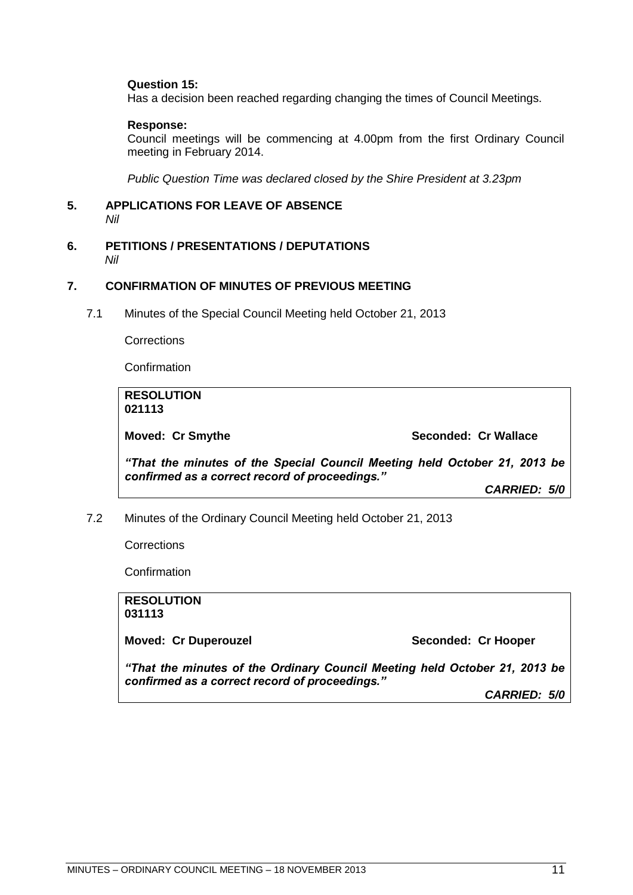**Question 15:**
Has a decision been reached regarding changing the times of Council Meetings.

**Response:**
Council meetings will be commencing at 4.00pm from the first Ordinary Council meeting in February 2014.

*Public Question Time was declared closed by the Shire President at 3.23pm*

## 5. APPLICATIONS FOR LEAVE OF ABSENCE

*Nil*

## 6. PETITIONS / PRESENTATIONS / DEPUTATIONS

*Nil*

## 7. CONFIRMATION OF MINUTES OF PREVIOUS MEETING

7.1 Minutes of the Special Council Meeting held October 21, 2013

Corrections

Confirmation

**RESOLUTION**
**021113**

**Moved: Cr Smythe** **Seconded: Cr Wallace**

***"That the minutes of the Special Council Meeting held October 21, 2013 be confirmed as a correct record of proceedings."***

***CARRIED: 5/0***

7.2 Minutes of the Ordinary Council Meeting held October 21, 2013

Corrections

Confirmation

**RESOLUTION**
**031113**

**Moved: Cr Duperouzel** **Seconded: Cr Hooper**

***"That the minutes of the Ordinary Council Meeting held October 21, 2013 be confirmed as a correct record of proceedings."***

***CARRIED: 5/0***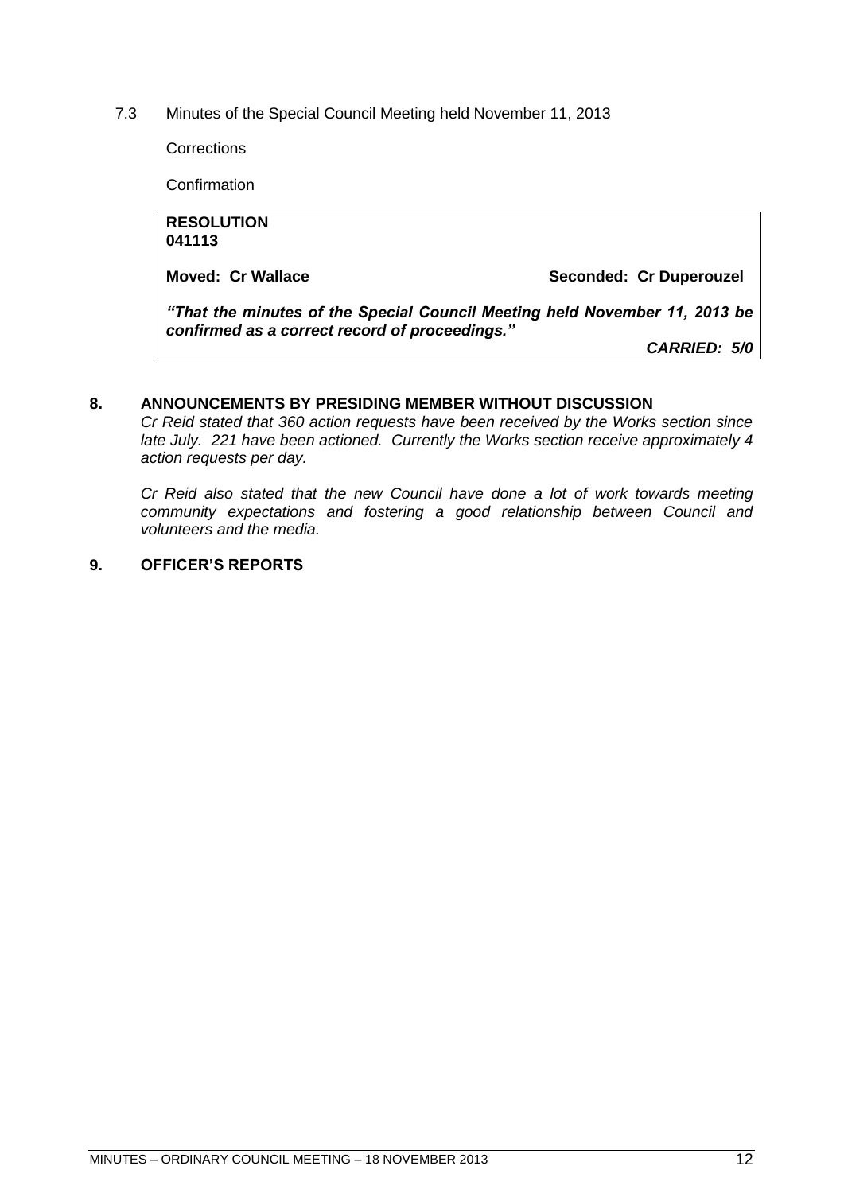7.3 Minutes of the Special Council Meeting held November 11, 2013

Corrections

Confirmation

**RESOLUTION**
**041113**

**Moved: Cr Wallace** **Seconded: Cr Duperouzel**

***"That the minutes of the Special Council Meeting held November 11, 2013 be confirmed as a correct record of proceedings."***

***CARRIED: 5/0***

## 8. ANNOUNCEMENTS BY PRESIDING MEMBER WITHOUT DISCUSSION

*Cr Reid stated that 360 action requests have been received by the Works section since late July. 221 have been actioned. Currently the Works section receive approximately 4 action requests per day.*

*Cr Reid also stated that the new Council have done a lot of work towards meeting community expectations and fostering a good relationship between Council and volunteers and the media.*

## 9. OFFICER'S REPORTS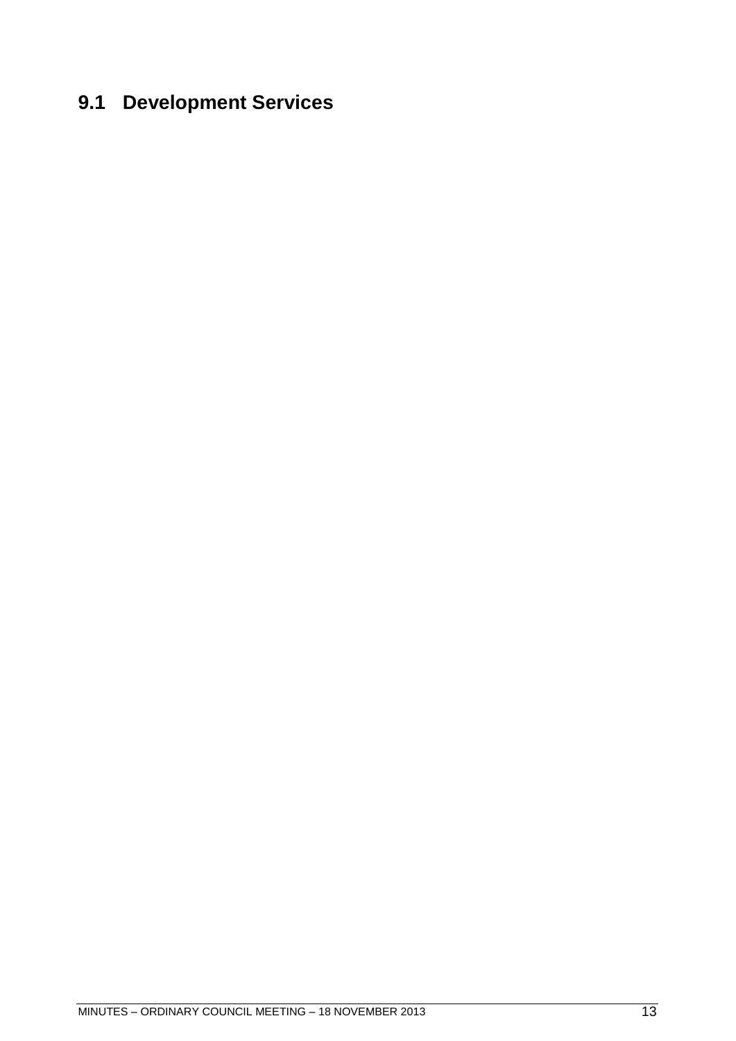## 9.1 Development Services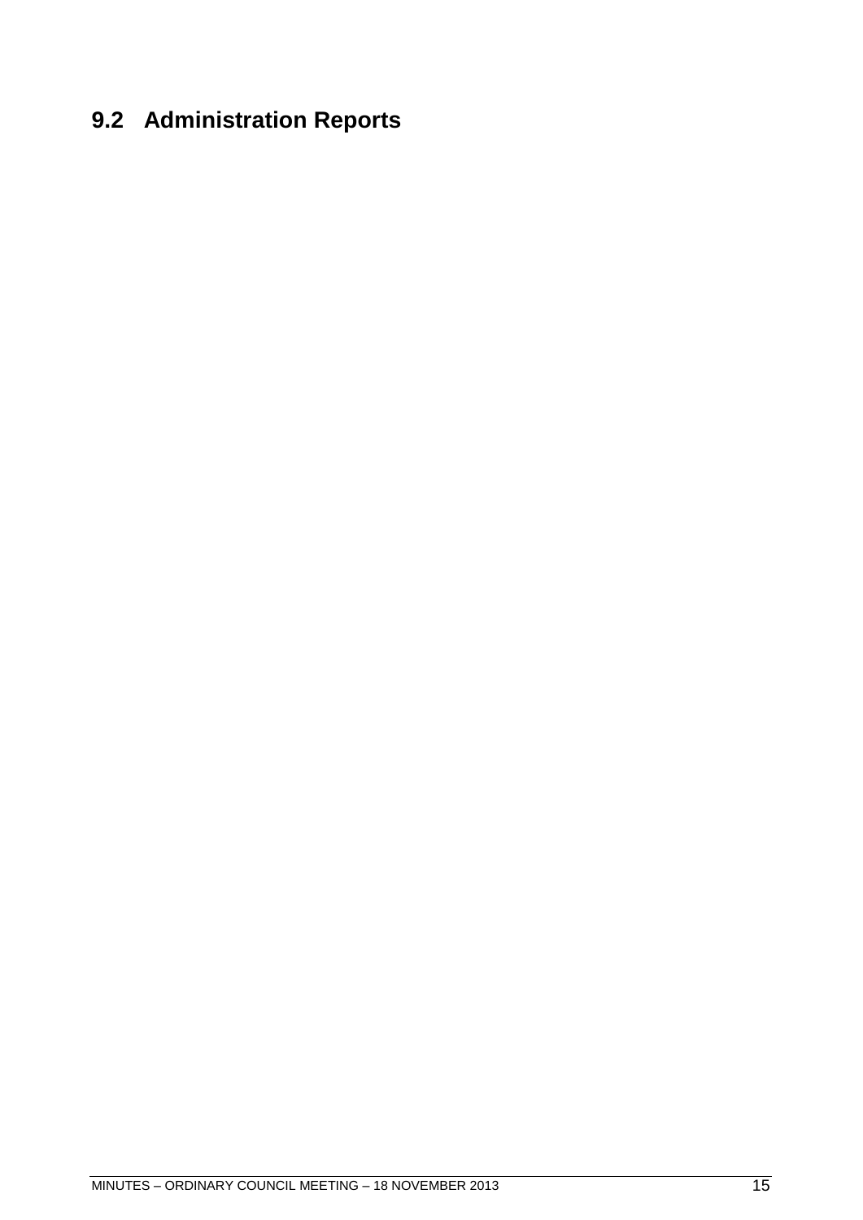## 9.2 Administration Reports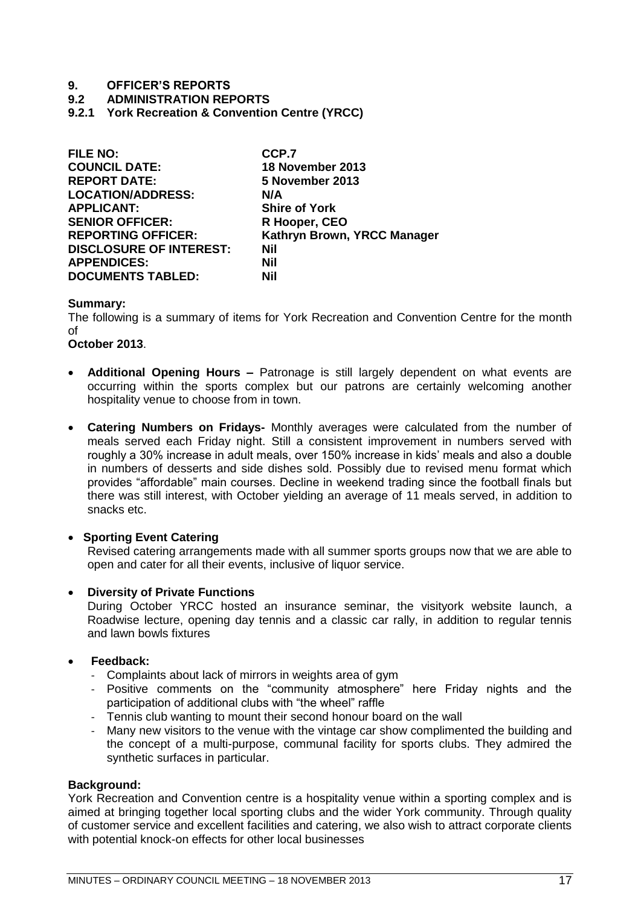# 9. OFFICER'S REPORTS

## 9.2 ADMINISTRATION REPORTS

### 9.2.1 York Recreation & Convention Centre (YRCC)

| | |
|---|---|
| **FILE NO:** | **CCP.7** |
| **COUNCIL DATE:** | **18 November 2013** |
| **REPORT DATE:** | **5 November 2013** |
| **LOCATION/ADDRESS:** | **N/A** |
| **APPLICANT:** | **Shire of York** |
| **SENIOR OFFICER:** | **R Hooper, CEO** |
| **REPORTING OFFICER:** | **Kathryn Brown, YRCC Manager** |
| **DISCLOSURE OF INTEREST:** | **Nil** |
| **APPENDICES:** | **Nil** |
| **DOCUMENTS TABLED:** | **Nil** |

**Summary:**

The following is a summary of items for York Recreation and Convention Centre for the month of

**October 2013**.

- **Additional Opening Hours –** Patronage is still largely dependent on what events are occurring within the sports complex but our patrons are certainly welcoming another hospitality venue to choose from in town.

- **Catering Numbers on Fridays-** Monthly averages were calculated from the number of meals served each Friday night. Still a consistent improvement in numbers served with roughly a 30% increase in adult meals, over 150% increase in kids' meals and also a double in numbers of desserts and side dishes sold. Possibly due to revised menu format which provides "affordable" main courses. Decline in weekend trading since the football finals but there was still interest, with October yielding an average of 11 meals served, in addition to snacks etc.

- **Sporting Event Catering**

  Revised catering arrangements made with all summer sports groups now that we are able to open and cater for all their events, inclusive of liquor service.

- **Diversity of Private Functions**

  During October YRCC hosted an insurance seminar, the visityork website launch, a Roadwise lecture, opening day tennis and a classic car rally, in addition to regular tennis and lawn bowls fixtures

- **Feedback:**
  - Complaints about lack of mirrors in weights area of gym
  - Positive comments on the "community atmosphere" here Friday nights and the participation of additional clubs with "the wheel" raffle
  - Tennis club wanting to mount their second honour board on the wall
  - Many new visitors to the venue with the vintage car show complimented the building and the concept of a multi-purpose, communal facility for sports clubs. They admired the synthetic surfaces in particular.

**Background:**

York Recreation and Convention centre is a hospitality venue within a sporting complex and is aimed at bringing together local sporting clubs and the wider York community. Through quality of customer service and excellent facilities and catering, we also wish to attract corporate clients with potential knock-on effects for other local businesses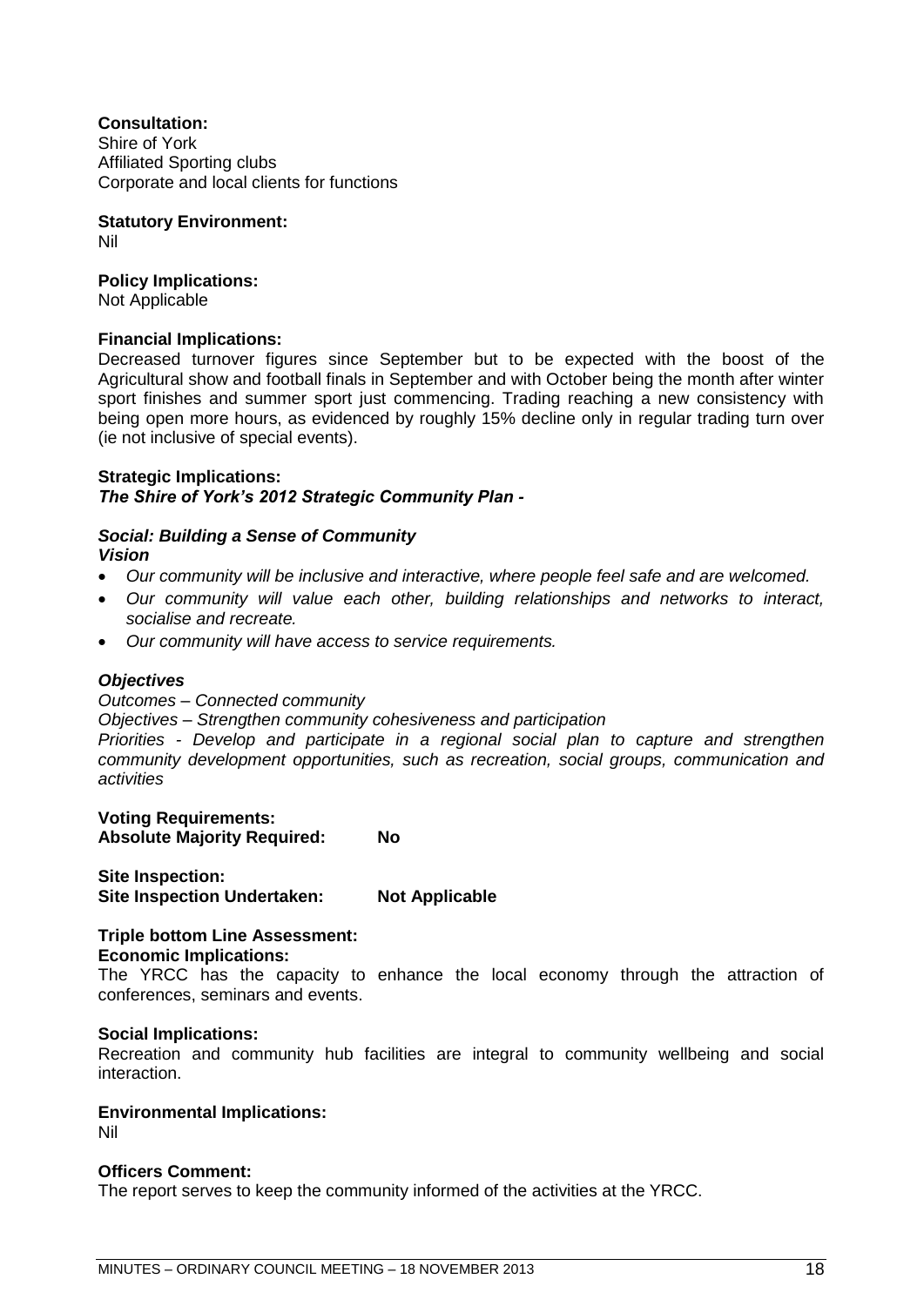**Consultation:**
Shire of York
Affiliated Sporting clubs
Corporate and local clients for functions

**Statutory Environment:**
Nil

**Policy Implications:**
Not Applicable

**Financial Implications:**
Decreased turnover figures since September but to be expected with the boost of the Agricultural show and football finals in September and with October being the month after winter sport finishes and summer sport just commencing. Trading reaching a new consistency with being open more hours, as evidenced by roughly 15% decline only in regular trading turn over (ie not inclusive of special events).

**Strategic Implications:**
***The Shire of York's 2012 Strategic Community Plan -***

***Social: Building a Sense of Community***
***Vision***

- *Our community will be inclusive and interactive, where people feel safe and are welcomed.*
- *Our community will value each other, building relationships and networks to interact, socialise and recreate.*
- *Our community will have access to service requirements.*

***Objectives***
*Outcomes – Connected community*
*Objectives – Strengthen community cohesiveness and participation*
*Priorities - Develop and participate in a regional social plan to capture and strengthen community development opportunities, such as recreation, social groups, communication and activities*

**Voting Requirements:**
**Absolute Majority Required: No**

**Site Inspection:**
**Site Inspection Undertaken: Not Applicable**

**Triple bottom Line Assessment:**
**Economic Implications:**
The YRCC has the capacity to enhance the local economy through the attraction of conferences, seminars and events.

**Social Implications:**
Recreation and community hub facilities are integral to community wellbeing and social interaction.

**Environmental Implications:**
Nil

**Officers Comment:**
The report serves to keep the community informed of the activities at the YRCC.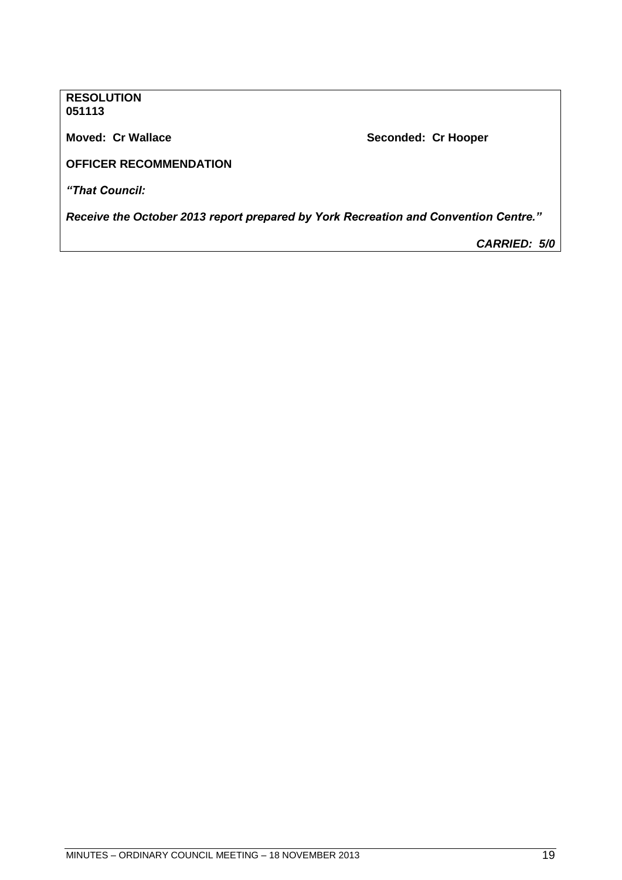**RESOLUTION**
**051113**

**Moved: Cr Wallace** **Seconded: Cr Hooper**

**OFFICER RECOMMENDATION**

***"That Council:***

***Receive the October 2013 report prepared by York Recreation and Convention Centre."***

***CARRIED: 5/0***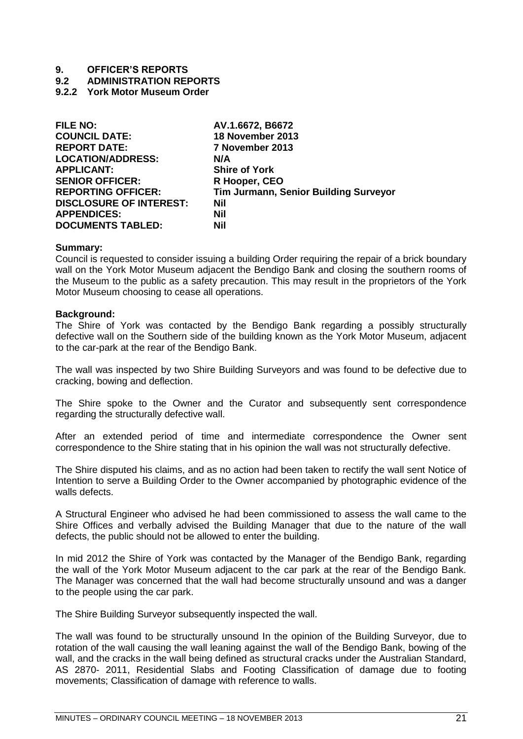# 9. OFFICER'S REPORTS

## 9.2 ADMINISTRATION REPORTS

### 9.2.2 York Motor Museum Order

| | |
|---|---|
| **FILE NO:** | **AV.1.6672, B6672** |
| **COUNCIL DATE:** | **18 November 2013** |
| **REPORT DATE:** | **7 November 2013** |
| **LOCATION/ADDRESS:** | **N/A** |
| **APPLICANT:** | **Shire of York** |
| **SENIOR OFFICER:** | **R Hooper, CEO** |
| **REPORTING OFFICER:** | **Tim Jurmann, Senior Building Surveyor** |
| **DISCLOSURE OF INTEREST:** | **Nil** |
| **APPENDICES:** | **Nil** |
| **DOCUMENTS TABLED:** | **Nil** |

**Summary:**

Council is requested to consider issuing a building Order requiring the repair of a brick boundary wall on the York Motor Museum adjacent the Bendigo Bank and closing the southern rooms of the Museum to the public as a safety precaution. This may result in the proprietors of the York Motor Museum choosing to cease all operations.

**Background:**

The Shire of York was contacted by the Bendigo Bank regarding a possibly structurally defective wall on the Southern side of the building known as the York Motor Museum, adjacent to the car-park at the rear of the Bendigo Bank.

The wall was inspected by two Shire Building Surveyors and was found to be defective due to cracking, bowing and deflection.

The Shire spoke to the Owner and the Curator and subsequently sent correspondence regarding the structurally defective wall.

After an extended period of time and intermediate correspondence the Owner sent correspondence to the Shire stating that in his opinion the wall was not structurally defective.

The Shire disputed his claims, and as no action had been taken to rectify the wall sent Notice of Intention to serve a Building Order to the Owner accompanied by photographic evidence of the walls defects.

A Structural Engineer who advised he had been commissioned to assess the wall came to the Shire Offices and verbally advised the Building Manager that due to the nature of the wall defects, the public should not be allowed to enter the building.

In mid 2012 the Shire of York was contacted by the Manager of the Bendigo Bank, regarding the wall of the York Motor Museum adjacent to the car park at the rear of the Bendigo Bank. The Manager was concerned that the wall had become structurally unsound and was a danger to the people using the car park.

The Shire Building Surveyor subsequently inspected the wall.

The wall was found to be structurally unsound In the opinion of the Building Surveyor, due to rotation of the wall causing the wall leaning against the wall of the Bendigo Bank, bowing of the wall, and the cracks in the wall being defined as structural cracks under the Australian Standard, AS 2870- 2011, Residential Slabs and Footing Classification of damage due to footing movements; Classification of damage with reference to walls.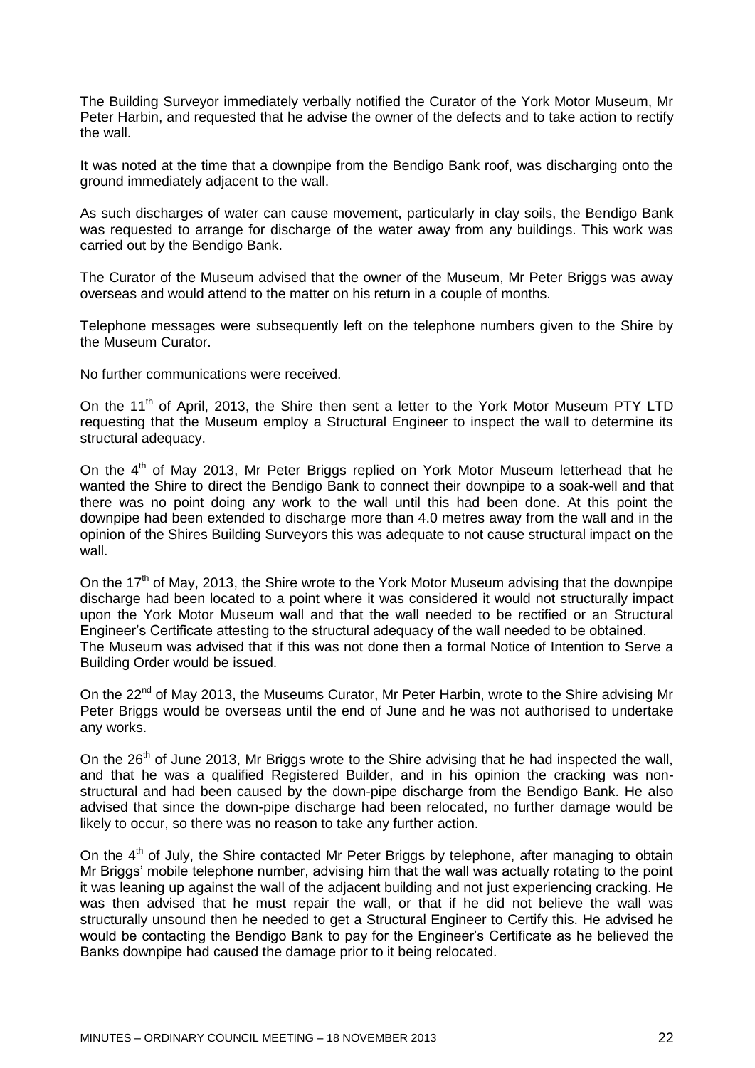The Building Surveyor immediately verbally notified the Curator of the York Motor Museum, Mr Peter Harbin, and requested that he advise the owner of the defects and to take action to rectify the wall.

It was noted at the time that a downpipe from the Bendigo Bank roof, was discharging onto the ground immediately adjacent to the wall.

As such discharges of water can cause movement, particularly in clay soils, the Bendigo Bank was requested to arrange for discharge of the water away from any buildings. This work was carried out by the Bendigo Bank.

The Curator of the Museum advised that the owner of the Museum, Mr Peter Briggs was away overseas and would attend to the matter on his return in a couple of months.

Telephone messages were subsequently left on the telephone numbers given to the Shire by the Museum Curator.

No further communications were received.

On the 11th of April, 2013, the Shire then sent a letter to the York Motor Museum PTY LTD requesting that the Museum employ a Structural Engineer to inspect the wall to determine its structural adequacy.

On the 4th of May 2013, Mr Peter Briggs replied on York Motor Museum letterhead that he wanted the Shire to direct the Bendigo Bank to connect their downpipe to a soak-well and that there was no point doing any work to the wall until this had been done. At this point the downpipe had been extended to discharge more than 4.0 metres away from the wall and in the opinion of the Shires Building Surveyors this was adequate to not cause structural impact on the wall.

On the 17th of May, 2013, the Shire wrote to the York Motor Museum advising that the downpipe discharge had been located to a point where it was considered it would not structurally impact upon the York Motor Museum wall and that the wall needed to be rectified or an Structural Engineer's Certificate attesting to the structural adequacy of the wall needed to be obtained. The Museum was advised that if this was not done then a formal Notice of Intention to Serve a Building Order would be issued.

On the 22nd of May 2013, the Museums Curator, Mr Peter Harbin, wrote to the Shire advising Mr Peter Briggs would be overseas until the end of June and he was not authorised to undertake any works.

On the 26th of June 2013, Mr Briggs wrote to the Shire advising that he had inspected the wall, and that he was a qualified Registered Builder, and in his opinion the cracking was non-structural and had been caused by the down-pipe discharge from the Bendigo Bank. He also advised that since the down-pipe discharge had been relocated, no further damage would be likely to occur, so there was no reason to take any further action.

On the 4th of July, the Shire contacted Mr Peter Briggs by telephone, after managing to obtain Mr Briggs' mobile telephone number, advising him that the wall was actually rotating to the point it was leaning up against the wall of the adjacent building and not just experiencing cracking. He was then advised that he must repair the wall, or that if he did not believe the wall was structurally unsound then he needed to get a Structural Engineer to Certify this. He advised he would be contacting the Bendigo Bank to pay for the Engineer's Certificate as he believed the Banks downpipe had caused the damage prior to it being relocated.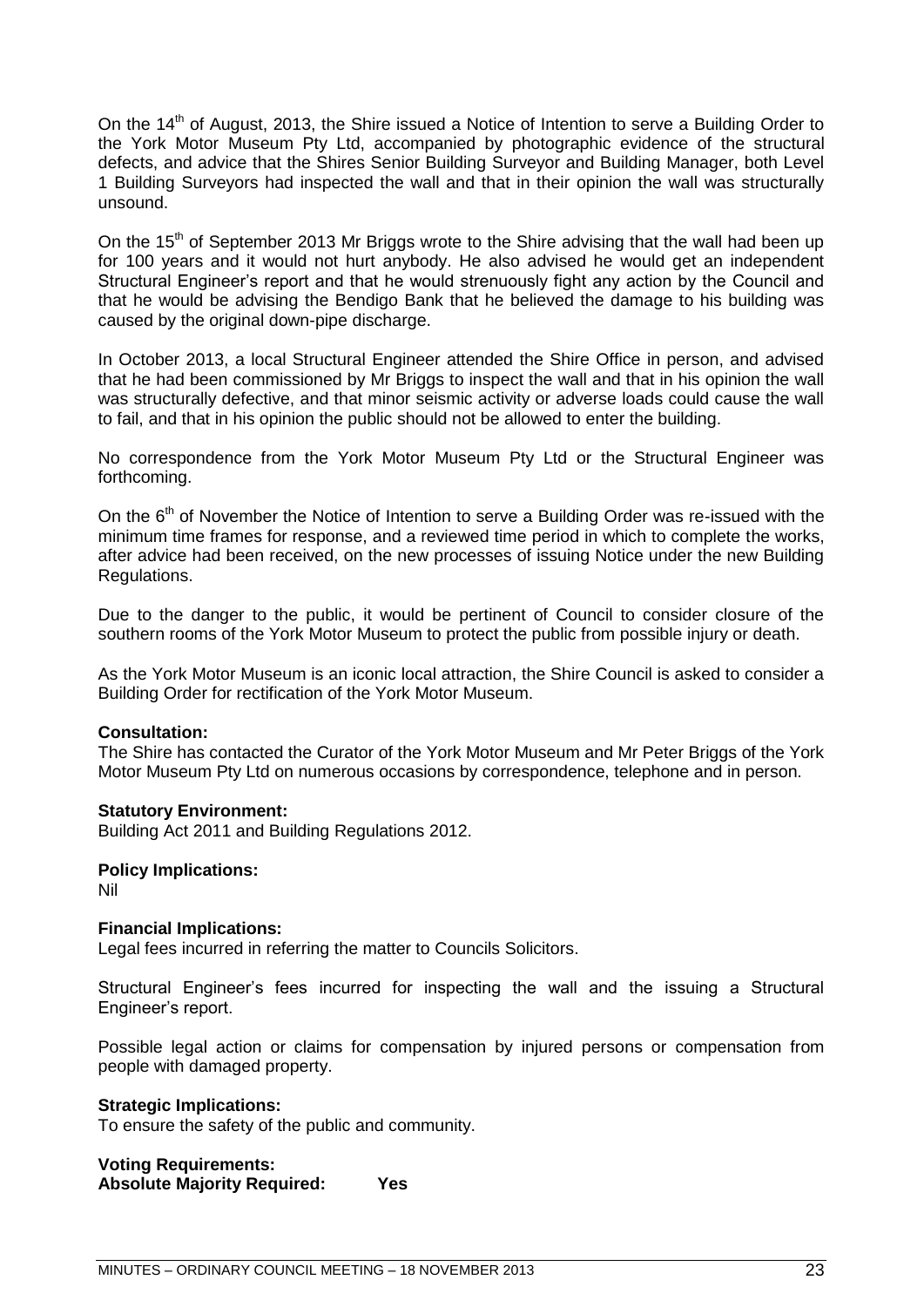On the 14th of August, 2013, the Shire issued a Notice of Intention to serve a Building Order to the York Motor Museum Pty Ltd, accompanied by photographic evidence of the structural defects, and advice that the Shires Senior Building Surveyor and Building Manager, both Level 1 Building Surveyors had inspected the wall and that in their opinion the wall was structurally unsound.

On the 15th of September 2013 Mr Briggs wrote to the Shire advising that the wall had been up for 100 years and it would not hurt anybody. He also advised he would get an independent Structural Engineer's report and that he would strenuously fight any action by the Council and that he would be advising the Bendigo Bank that he believed the damage to his building was caused by the original down-pipe discharge.

In October 2013, a local Structural Engineer attended the Shire Office in person, and advised that he had been commissioned by Mr Briggs to inspect the wall and that in his opinion the wall was structurally defective, and that minor seismic activity or adverse loads could cause the wall to fail, and that in his opinion the public should not be allowed to enter the building.

No correspondence from the York Motor Museum Pty Ltd or the Structural Engineer was forthcoming.

On the 6th of November the Notice of Intention to serve a Building Order was re-issued with the minimum time frames for response, and a reviewed time period in which to complete the works, after advice had been received, on the new processes of issuing Notice under the new Building Regulations.

Due to the danger to the public, it would be pertinent of Council to consider closure of the southern rooms of the York Motor Museum to protect the public from possible injury or death.

As the York Motor Museum is an iconic local attraction, the Shire Council is asked to consider a Building Order for rectification of the York Motor Museum.

**Consultation:**
The Shire has contacted the Curator of the York Motor Museum and Mr Peter Briggs of the York Motor Museum Pty Ltd on numerous occasions by correspondence, telephone and in person.

**Statutory Environment:**
Building Act 2011 and Building Regulations 2012.

**Policy Implications:**
Nil

**Financial Implications:**
Legal fees incurred in referring the matter to Councils Solicitors.

Structural Engineer's fees incurred for inspecting the wall and the issuing a Structural Engineer's report.

Possible legal action or claims for compensation by injured persons or compensation from people with damaged property.

**Strategic Implications:**
To ensure the safety of the public and community.

**Voting Requirements:**
**Absolute Majority Required: Yes**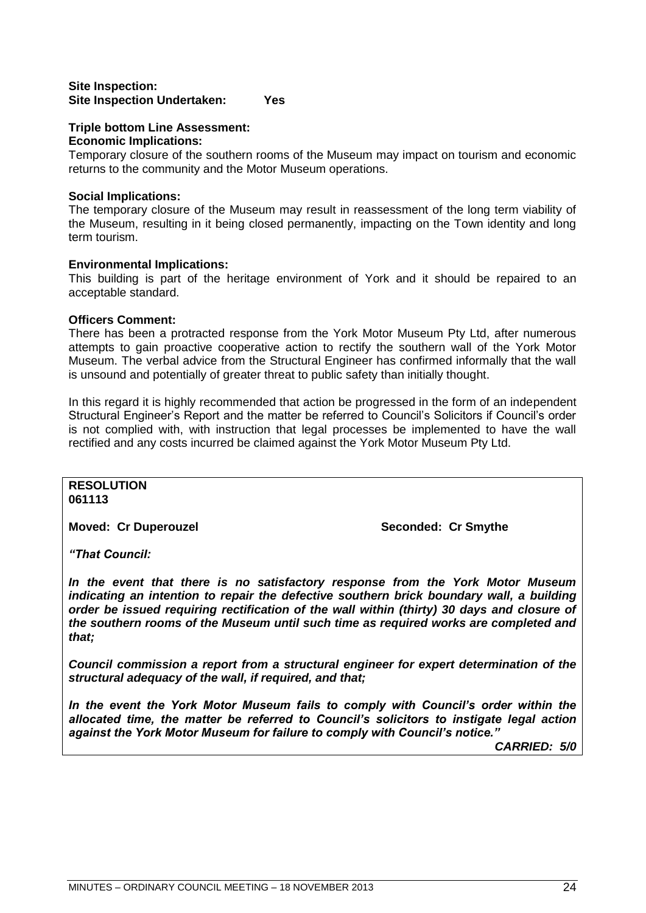**Site Inspection:**
**Site Inspection Undertaken: Yes**

**Triple bottom Line Assessment:**
**Economic Implications:**
Temporary closure of the southern rooms of the Museum may impact on tourism and economic returns to the community and the Motor Museum operations.

**Social Implications:**
The temporary closure of the Museum may result in reassessment of the long term viability of the Museum, resulting in it being closed permanently, impacting on the Town identity and long term tourism.

**Environmental Implications:**
This building is part of the heritage environment of York and it should be repaired to an acceptable standard.

**Officers Comment:**
There has been a protracted response from the York Motor Museum Pty Ltd, after numerous attempts to gain proactive cooperative action to rectify the southern wall of the York Motor Museum. The verbal advice from the Structural Engineer has confirmed informally that the wall is unsound and potentially of greater threat to public safety than initially thought.

In this regard it is highly recommended that action be progressed in the form of an independent Structural Engineer's Report and the matter be referred to Council's Solicitors if Council's order is not complied with, with instruction that legal processes be implemented to have the wall rectified and any costs incurred be claimed against the York Motor Museum Pty Ltd.

**RESOLUTION**
**061113**

**Moved: Cr Duperouzel** **Seconded: Cr Smythe**

***"That Council:***

***In the event that there is no satisfactory response from the York Motor Museum indicating an intention to repair the defective southern brick boundary wall, a building order be issued requiring rectification of the wall within (thirty) 30 days and closure of the southern rooms of the Museum until such time as required works are completed and that;***

***Council commission a report from a structural engineer for expert determination of the structural adequacy of the wall, if required, and that;***

***In the event the York Motor Museum fails to comply with Council's order within the allocated time, the matter be referred to Council's solicitors to instigate legal action against the York Motor Museum for failure to comply with Council's notice."***

***CARRIED: 5/0***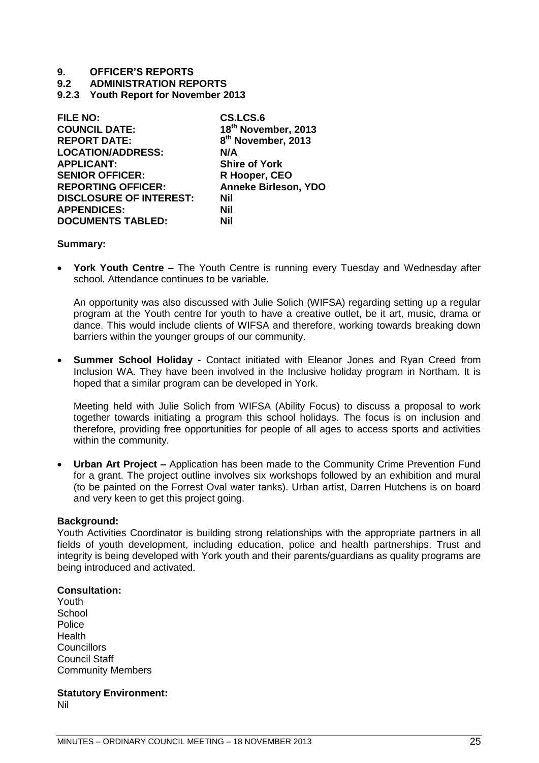# 9. OFFICER'S REPORTS

## 9.2 ADMINISTRATION REPORTS

### 9.2.3 Youth Report for November 2013

| | |
|---|---|
| **FILE NO:** | **CS.LCS.6** |
| **COUNCIL DATE:** | **18th November, 2013** |
| **REPORT DATE:** | **8th November, 2013** |
| **LOCATION/ADDRESS:** | **N/A** |
| **APPLICANT:** | **Shire of York** |
| **SENIOR OFFICER:** | **R Hooper, CEO** |
| **REPORTING OFFICER:** | **Anneke Birleson, YDO** |
| **DISCLOSURE OF INTEREST:** | **Nil** |
| **APPENDICES:** | **Nil** |
| **DOCUMENTS TABLED:** | **Nil** |

**Summary:**

- **York Youth Centre –** The Youth Centre is running every Tuesday and Wednesday after school. Attendance continues to be variable.

  An opportunity was also discussed with Julie Solich (WIFSA) regarding setting up a regular program at the Youth centre for youth to have a creative outlet, be it art, music, drama or dance. This would include clients of WIFSA and therefore, working towards breaking down barriers within the younger groups of our community.

- **Summer School Holiday -** Contact initiated with Eleanor Jones and Ryan Creed from Inclusion WA. They have been involved in the Inclusive holiday program in Northam. It is hoped that a similar program can be developed in York.

  Meeting held with Julie Solich from WIFSA (Ability Focus) to discuss a proposal to work together towards initiating a program this school holidays. The focus is on inclusion and therefore, providing free opportunities for people of all ages to access sports and activities within the community.

- **Urban Art Project –** Application has been made to the Community Crime Prevention Fund for a grant. The project outline involves six workshops followed by an exhibition and mural (to be painted on the Forrest Oval water tanks). Urban artist, Darren Hutchens is on board and very keen to get this project going.

**Background:**
Youth Activities Coordinator is building strong relationships with the appropriate partners in all fields of youth development, including education, police and health partnerships. Trust and integrity is being developed with York youth and their parents/guardians as quality programs are being introduced and activated.

**Consultation:**
Youth
School
Police
Health
Councillors
Council Staff
Community Members

**Statutory Environment:**
Nil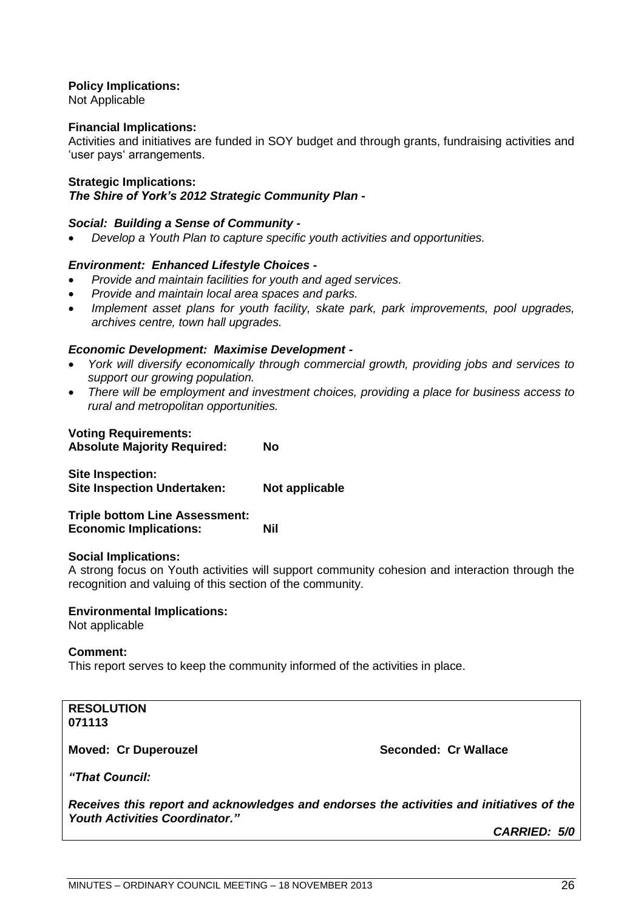**Policy Implications:**
Not Applicable

**Financial Implications:**
Activities and initiatives are funded in SOY budget and through grants, fundraising activities and 'user pays' arrangements.

**Strategic Implications:**
***The Shire of York's 2012 Strategic Community Plan -***

***Social: Building a Sense of Community -***

- *Develop a Youth Plan to capture specific youth activities and opportunities.*

***Environment: Enhanced Lifestyle Choices -***

- *Provide and maintain facilities for youth and aged services.*
- *Provide and maintain local area spaces and parks.*
- *Implement asset plans for youth facility, skate park, park improvements, pool upgrades, archives centre, town hall upgrades.*

***Economic Development: Maximise Development -***

- *York will diversify economically through commercial growth, providing jobs and services to support our growing population.*
- *There will be employment and investment choices, providing a place for business access to rural and metropolitan opportunities.*

**Voting Requirements:**
**Absolute Majority Required: No**

**Site Inspection:**
**Site Inspection Undertaken: Not applicable**

**Triple bottom Line Assessment:**
**Economic Implications: Nil**

**Social Implications:**
A strong focus on Youth activities will support community cohesion and interaction through the recognition and valuing of this section of the community.

**Environmental Implications:**
Not applicable

**Comment:**
This report serves to keep the community informed of the activities in place.

**RESOLUTION**
**071113**

**Moved: Cr Duperouzel** **Seconded: Cr Wallace**

***"That Council:***

***Receives this report and acknowledges and endorses the activities and initiatives of the Youth Activities Coordinator."***

***CARRIED: 5/0***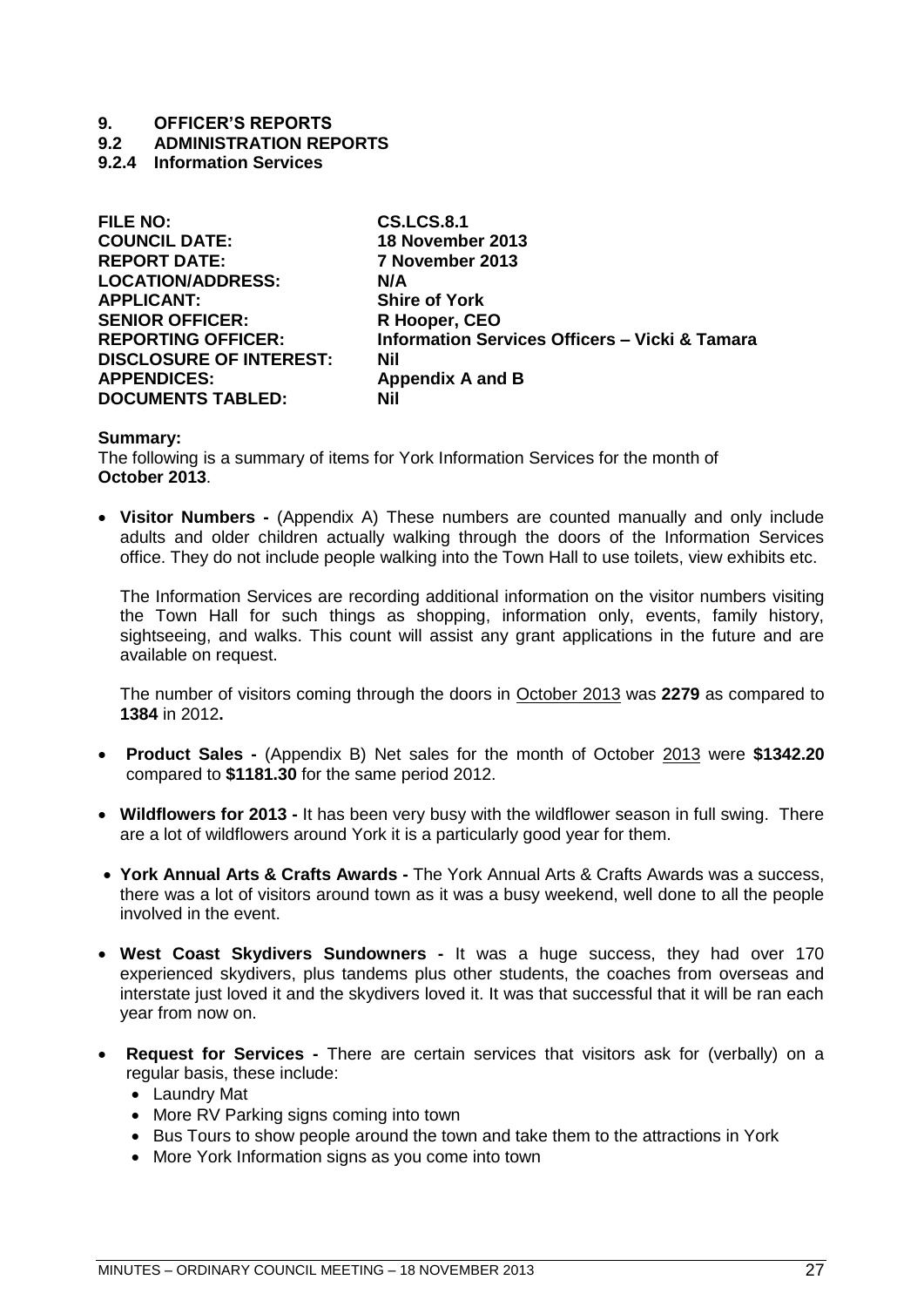# 9. OFFICER'S REPORTS

## 9.2 ADMINISTRATION REPORTS

### 9.2.4 Information Services

| | |
|---|---|
| **FILE NO:** | **CS.LCS.8.1** |
| **COUNCIL DATE:** | **18 November 2013** |
| **REPORT DATE:** | **7 November 2013** |
| **LOCATION/ADDRESS:** | **N/A** |
| **APPLICANT:** | **Shire of York** |
| **SENIOR OFFICER:** | **R Hooper, CEO** |
| **REPORTING OFFICER:** | **Information Services Officers – Vicki & Tamara** |
| **DISCLOSURE OF INTEREST:** | **Nil** |
| **APPENDICES:** | **Appendix A and B** |
| **DOCUMENTS TABLED:** | **Nil** |

**Summary:**

The following is a summary of items for York Information Services for the month of **October 2013**.

- **Visitor Numbers -** (Appendix A) These numbers are counted manually and only include adults and older children actually walking through the doors of the Information Services office. They do not include people walking into the Town Hall to use toilets, view exhibits etc.

  The Information Services are recording additional information on the visitor numbers visiting the Town Hall for such things as shopping, information only, events, family history, sightseeing, and walks. This count will assist any grant applications in the future and are available on request.

  The number of visitors coming through the doors in October 2013 was **2279** as compared to **1384** in 2012**.**

- **Product Sales -** (Appendix B) Net sales for the month of October 2013 were **$1342.20** compared to **$1181.30** for the same period 2012.

- **Wildflowers for 2013 -** It has been very busy with the wildflower season in full swing. There are a lot of wildflowers around York it is a particularly good year for them.

- **York Annual Arts & Crafts Awards -** The York Annual Arts & Crafts Awards was a success, there was a lot of visitors around town as it was a busy weekend, well done to all the people involved in the event.

- **West Coast Skydivers Sundowners -** It was a huge success, they had over 170 experienced skydivers, plus tandems plus other students, the coaches from overseas and interstate just loved it and the skydivers loved it. It was that successful that it will be ran each year from now on.

- **Request for Services -** There are certain services that visitors ask for (verbally) on a regular basis, these include:
  - Laundry Mat
  - More RV Parking signs coming into town
  - Bus Tours to show people around the town and take them to the attractions in York
  - More York Information signs as you come into town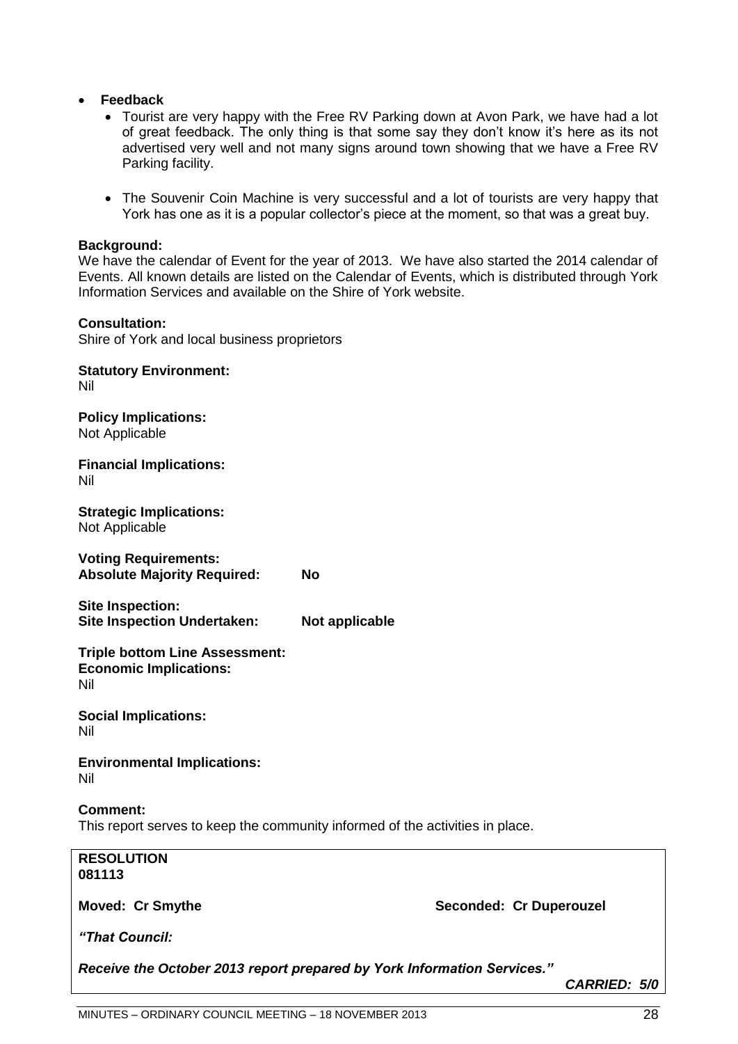- **Feedback**
  - Tourist are very happy with the Free RV Parking down at Avon Park, we have had a lot of great feedback. The only thing is that some say they don't know it's here as its not advertised very well and not many signs around town showing that we have a Free RV Parking facility.
  - The Souvenir Coin Machine is very successful and a lot of tourists are very happy that York has one as it is a popular collector's piece at the moment, so that was a great buy.

**Background:**
We have the calendar of Event for the year of 2013. We have also started the 2014 calendar of Events. All known details are listed on the Calendar of Events, which is distributed through York Information Services and available on the Shire of York website.

**Consultation:**
Shire of York and local business proprietors

**Statutory Environment:**
Nil

**Policy Implications:**
Not Applicable

**Financial Implications:**
Nil

**Strategic Implications:**
Not Applicable

**Voting Requirements:**
**Absolute Majority Required: No**

**Site Inspection:**
**Site Inspection Undertaken: Not applicable**

**Triple bottom Line Assessment:**
**Economic Implications:**
Nil

**Social Implications:**
Nil

**Environmental Implications:**
Nil

**Comment:**
This report serves to keep the community informed of the activities in place.

**RESOLUTION**
**081113**

**Moved: Cr Smythe** **Seconded: Cr Duperouzel**

***"That Council:***

***Receive the October 2013 report prepared by York Information Services."***

***CARRIED: 5/0***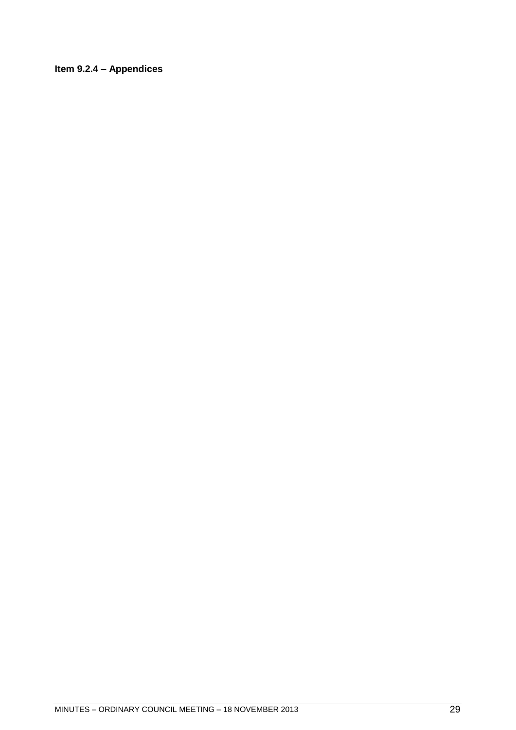**Item 9.2.4 – Appendices**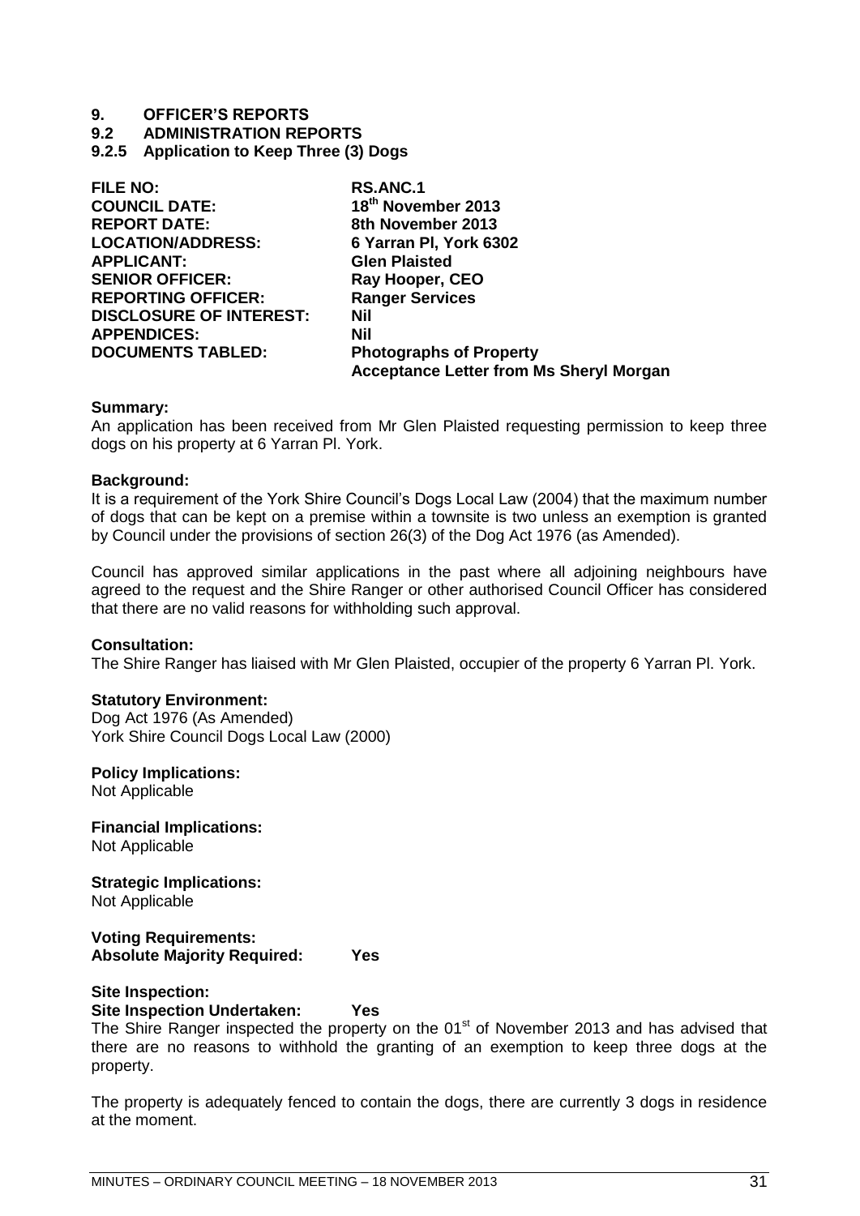# 9. OFFICER'S REPORTS

## 9.2 ADMINISTRATION REPORTS

### 9.2.5 Application to Keep Three (3) Dogs

| | |
|---|---|
| **FILE NO:** | **RS.ANC.1** |
| **COUNCIL DATE:** | **18th November 2013** |
| **REPORT DATE:** | **8th November 2013** |
| **LOCATION/ADDRESS:** | **6 Yarran Pl, York 6302** |
| **APPLICANT:** | **Glen Plaisted** |
| **SENIOR OFFICER:** | **Ray Hooper, CEO** |
| **REPORTING OFFICER:** | **Ranger Services** |
| **DISCLOSURE OF INTEREST:** | **Nil** |
| **APPENDICES:** | **Nil** |
| **DOCUMENTS TABLED:** | **Photographs of Property**<br>**Acceptance Letter from Ms Sheryl Morgan** |

**Summary:**
An application has been received from Mr Glen Plaisted requesting permission to keep three dogs on his property at 6 Yarran Pl. York.

**Background:**
It is a requirement of the York Shire Council's Dogs Local Law (2004) that the maximum number of dogs that can be kept on a premise within a townsite is two unless an exemption is granted by Council under the provisions of section 26(3) of the Dog Act 1976 (as Amended).

Council has approved similar applications in the past where all adjoining neighbours have agreed to the request and the Shire Ranger or other authorised Council Officer has considered that there are no valid reasons for withholding such approval.

**Consultation:**
The Shire Ranger has liaised with Mr Glen Plaisted, occupier of the property 6 Yarran Pl. York.

**Statutory Environment:**
Dog Act 1976 (As Amended)
York Shire Council Dogs Local Law (2000)

**Policy Implications:**
Not Applicable

**Financial Implications:**
Not Applicable

**Strategic Implications:**
Not Applicable

**Voting Requirements:**
**Absolute Majority Required: Yes**

**Site Inspection:**
**Site Inspection Undertaken: Yes**
The Shire Ranger inspected the property on the 01st of November 2013 and has advised that there are no reasons to withhold the granting of an exemption to keep three dogs at the property.

The property is adequately fenced to contain the dogs, there are currently 3 dogs in residence at the moment.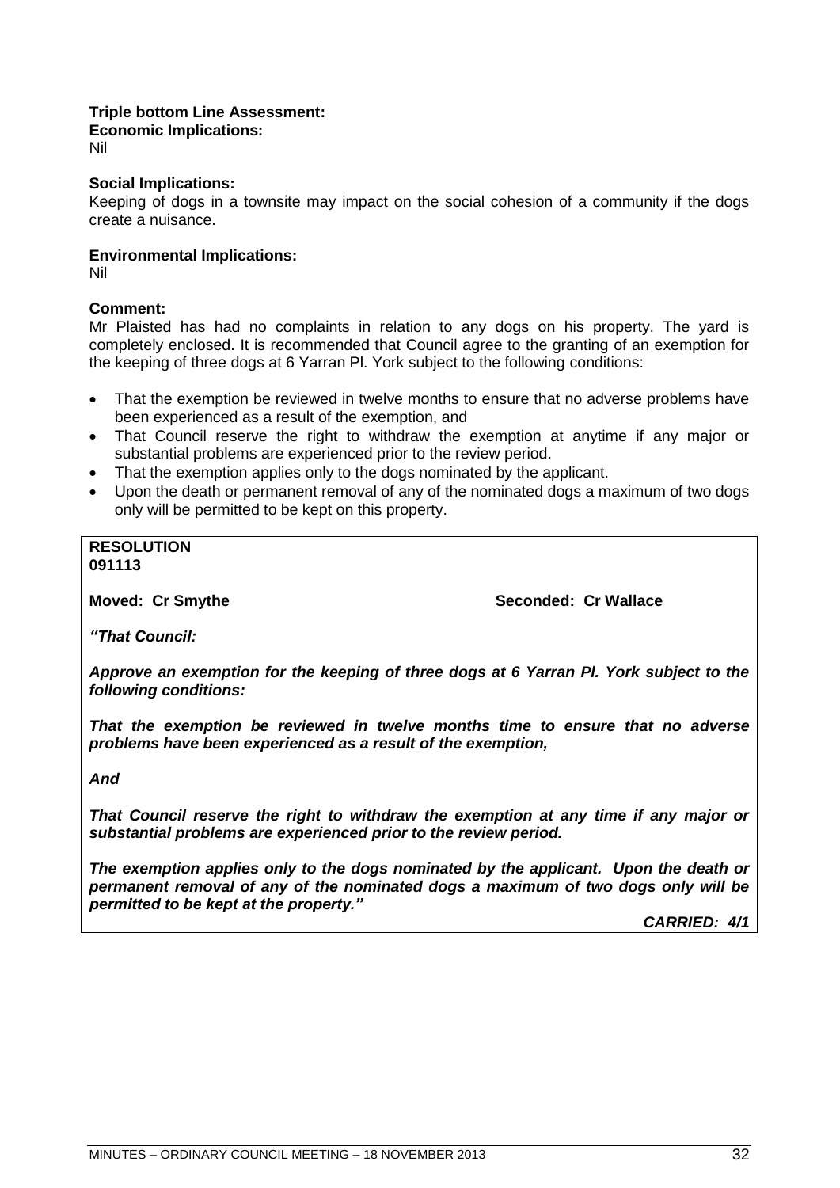**Triple bottom Line Assessment:**
**Economic Implications:**
Nil

**Social Implications:**
Keeping of dogs in a townsite may impact on the social cohesion of a community if the dogs create a nuisance.

**Environmental Implications:**
Nil

**Comment:**
Mr Plaisted has had no complaints in relation to any dogs on his property. The yard is completely enclosed. It is recommended that Council agree to the granting of an exemption for the keeping of three dogs at 6 Yarran Pl. York subject to the following conditions:

- That the exemption be reviewed in twelve months to ensure that no adverse problems have been experienced as a result of the exemption, and
- That Council reserve the right to withdraw the exemption at anytime if any major or substantial problems are experienced prior to the review period.
- That the exemption applies only to the dogs nominated by the applicant.
- Upon the death or permanent removal of any of the nominated dogs a maximum of two dogs only will be permitted to be kept on this property.

**RESOLUTION**
**091113**

**Moved: Cr Smythe** **Seconded: Cr Wallace**

***"That Council:***

***Approve an exemption for the keeping of three dogs at 6 Yarran Pl. York subject to the following conditions:***

***That the exemption be reviewed in twelve months time to ensure that no adverse problems have been experienced as a result of the exemption,***

***And***

***That Council reserve the right to withdraw the exemption at any time if any major or substantial problems are experienced prior to the review period.***

***The exemption applies only to the dogs nominated by the applicant. Upon the death or permanent removal of any of the nominated dogs a maximum of two dogs only will be permitted to be kept at the property."***

***CARRIED: 4/1***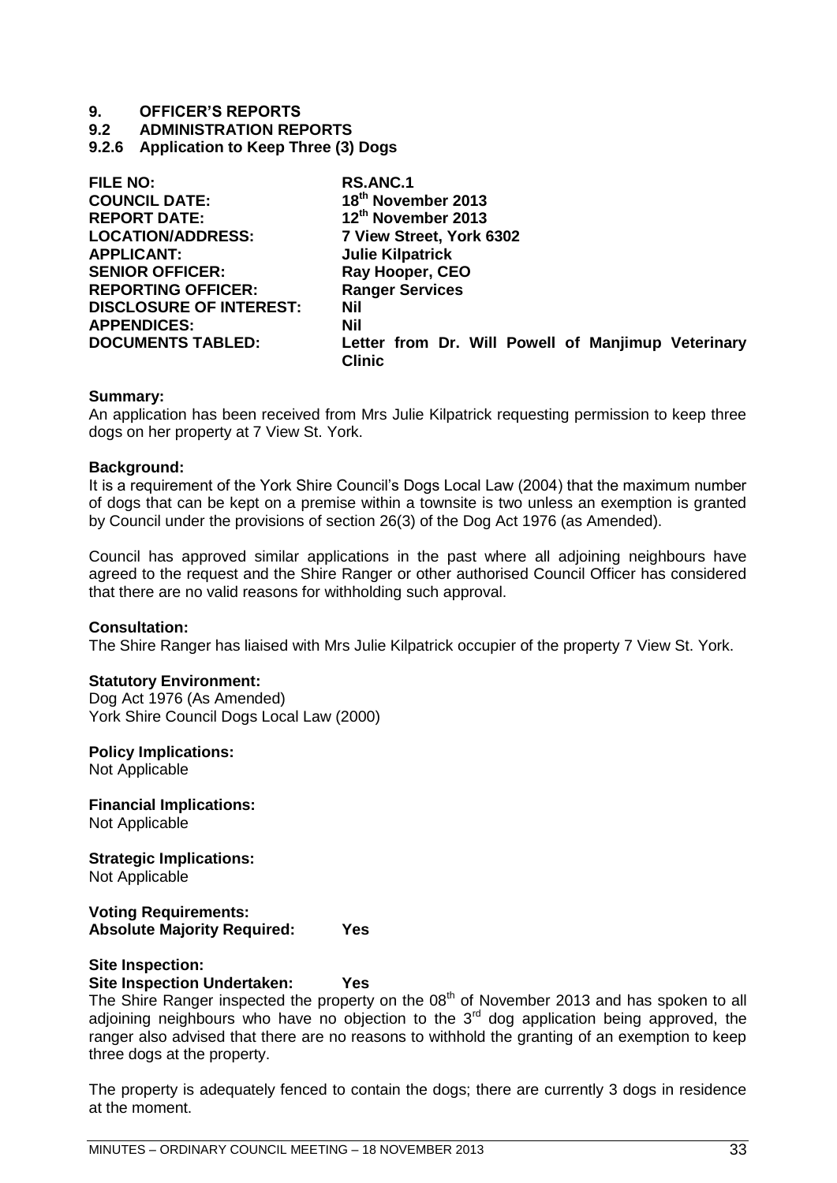# 9. OFFICER'S REPORTS

## 9.2 ADMINISTRATION REPORTS

### 9.2.6 Application to Keep Three (3) Dogs

| | |
|---|---|
| **FILE NO:** | **RS.ANC.1** |
| **COUNCIL DATE:** | **18th November 2013** |
| **REPORT DATE:** | **12th November 2013** |
| **LOCATION/ADDRESS:** | **7 View Street, York 6302** |
| **APPLICANT:** | **Julie Kilpatrick** |
| **SENIOR OFFICER:** | **Ray Hooper, CEO** |
| **REPORTING OFFICER:** | **Ranger Services** |
| **DISCLOSURE OF INTEREST:** | **Nil** |
| **APPENDICES:** | **Nil** |
| **DOCUMENTS TABLED:** | **Letter from Dr. Will Powell of Manjimup Veterinary Clinic** |

**Summary:**
An application has been received from Mrs Julie Kilpatrick requesting permission to keep three dogs on her property at 7 View St. York.

**Background:**
It is a requirement of the York Shire Council's Dogs Local Law (2004) that the maximum number of dogs that can be kept on a premise within a townsite is two unless an exemption is granted by Council under the provisions of section 26(3) of the Dog Act 1976 (as Amended).

Council has approved similar applications in the past where all adjoining neighbours have agreed to the request and the Shire Ranger or other authorised Council Officer has considered that there are no valid reasons for withholding such approval.

**Consultation:**
The Shire Ranger has liaised with Mrs Julie Kilpatrick occupier of the property 7 View St. York.

**Statutory Environment:**
Dog Act 1976 (As Amended)
York Shire Council Dogs Local Law (2000)

**Policy Implications:**
Not Applicable

**Financial Implications:**
Not Applicable

**Strategic Implications:**
Not Applicable

**Voting Requirements:**
**Absolute Majority Required: Yes**

**Site Inspection:**
**Site Inspection Undertaken: Yes**
The Shire Ranger inspected the property on the 08th of November 2013 and has spoken to all adjoining neighbours who have no objection to the 3rd dog application being approved, the ranger also advised that there are no reasons to withhold the granting of an exemption to keep three dogs at the property.

The property is adequately fenced to contain the dogs; there are currently 3 dogs in residence at the moment.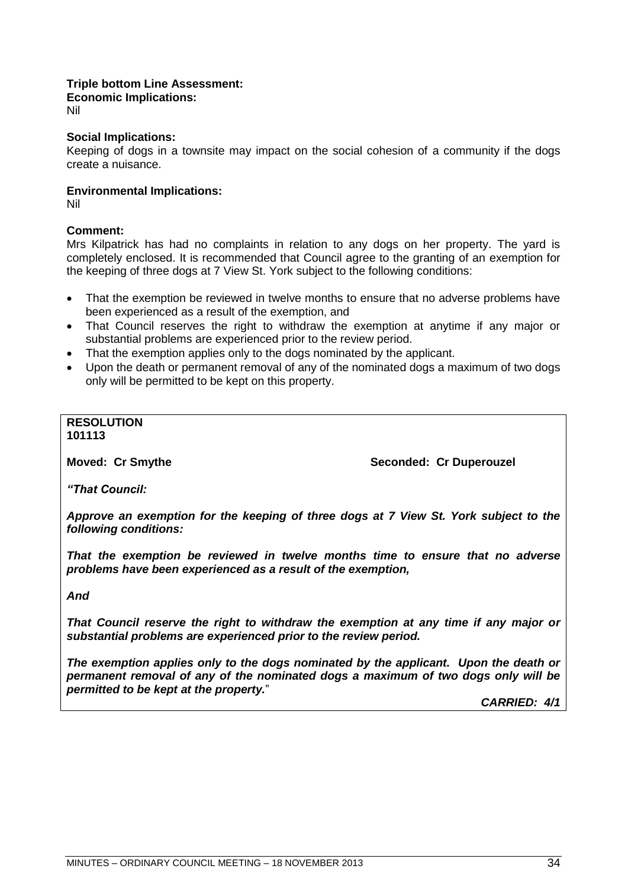**Triple bottom Line Assessment:**
**Economic Implications:**
Nil

**Social Implications:**
Keeping of dogs in a townsite may impact on the social cohesion of a community if the dogs create a nuisance.

**Environmental Implications:**
Nil

**Comment:**
Mrs Kilpatrick has had no complaints in relation to any dogs on her property. The yard is completely enclosed. It is recommended that Council agree to the granting of an exemption for the keeping of three dogs at 7 View St. York subject to the following conditions:

- That the exemption be reviewed in twelve months to ensure that no adverse problems have been experienced as a result of the exemption, and
- That Council reserves the right to withdraw the exemption at anytime if any major or substantial problems are experienced prior to the review period.
- That the exemption applies only to the dogs nominated by the applicant.
- Upon the death or permanent removal of any of the nominated dogs a maximum of two dogs only will be permitted to be kept on this property.

**RESOLUTION**
**101113**

**Moved: Cr Smythe** **Seconded: Cr Duperouzel**

***"That Council:***

***Approve an exemption for the keeping of three dogs at 7 View St. York subject to the following conditions:***

***That the exemption be reviewed in twelve months time to ensure that no adverse problems have been experienced as a result of the exemption,***

***And***

***That Council reserve the right to withdraw the exemption at any time if any major or substantial problems are experienced prior to the review period.***

***The exemption applies only to the dogs nominated by the applicant. Upon the death or permanent removal of any of the nominated dogs a maximum of two dogs only will be permitted to be kept at the property."***

***CARRIED: 4/1***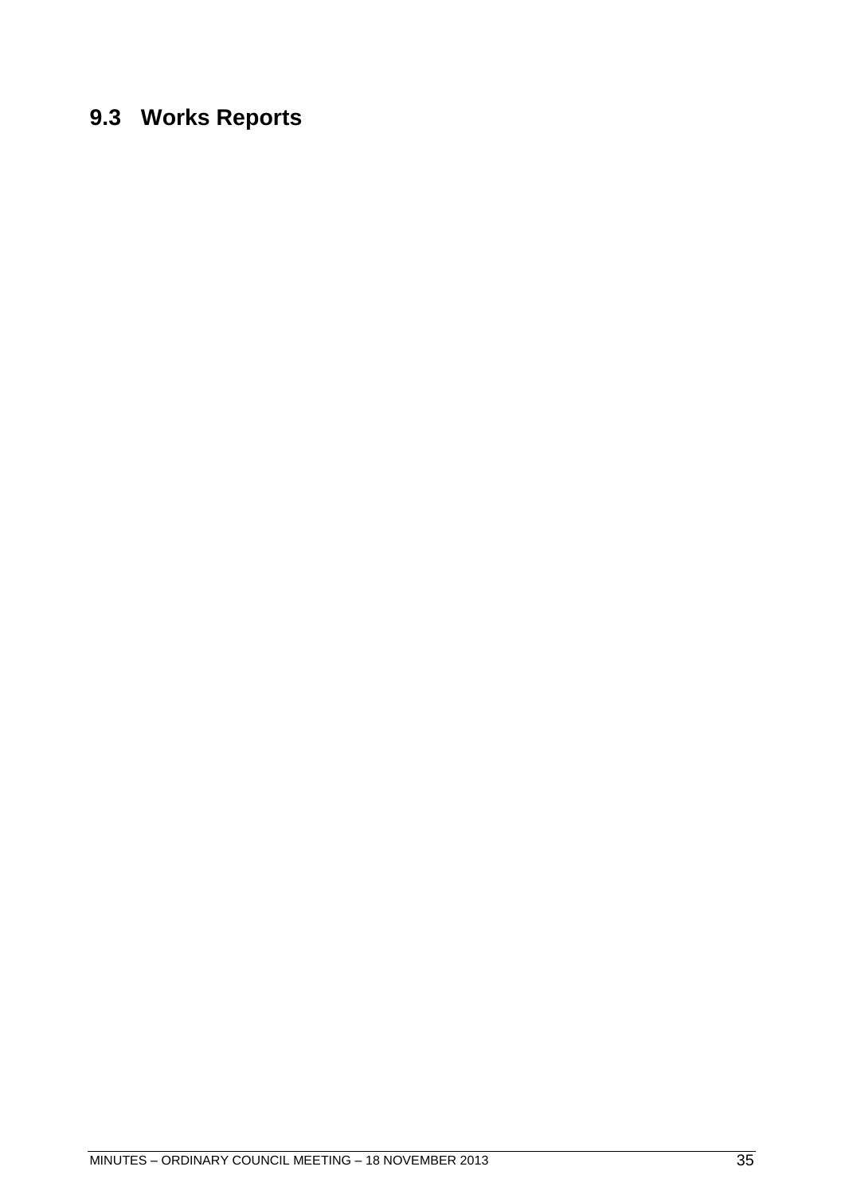## 9.3 Works Reports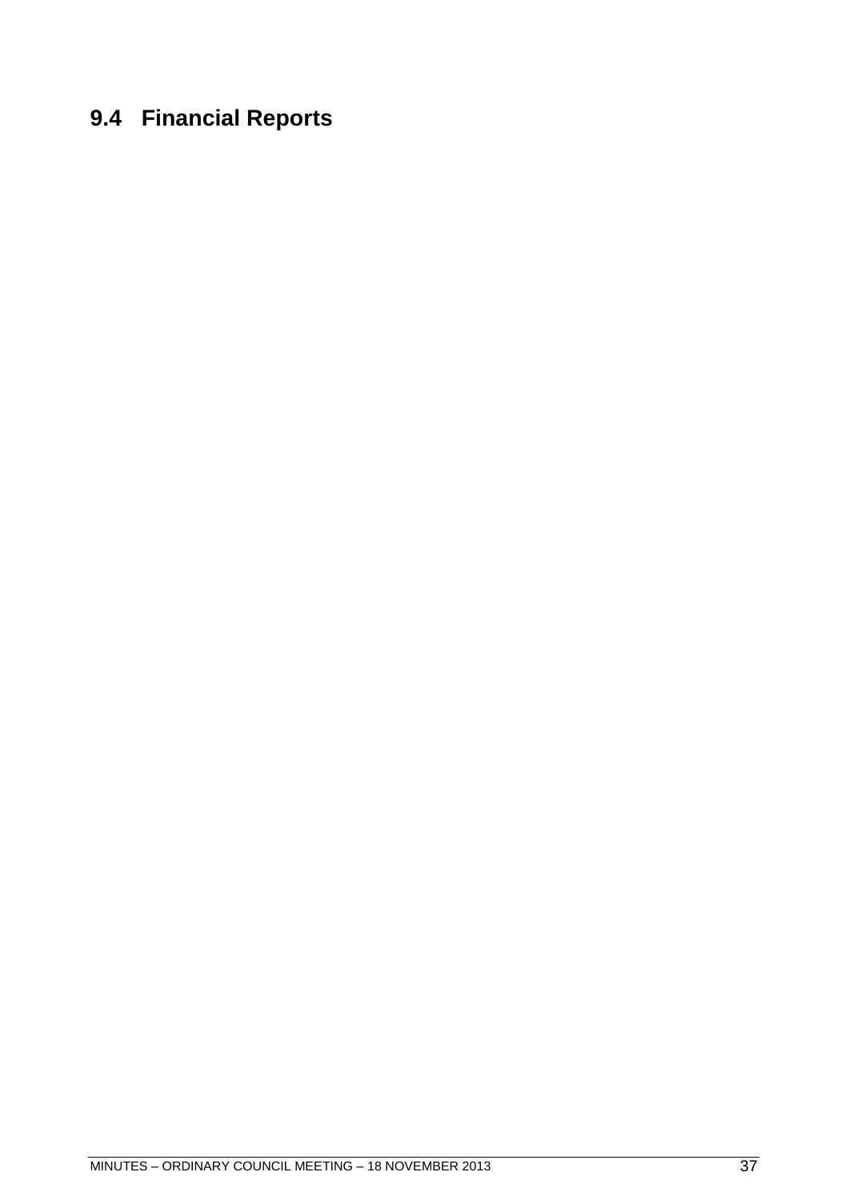## 9.4 Financial Reports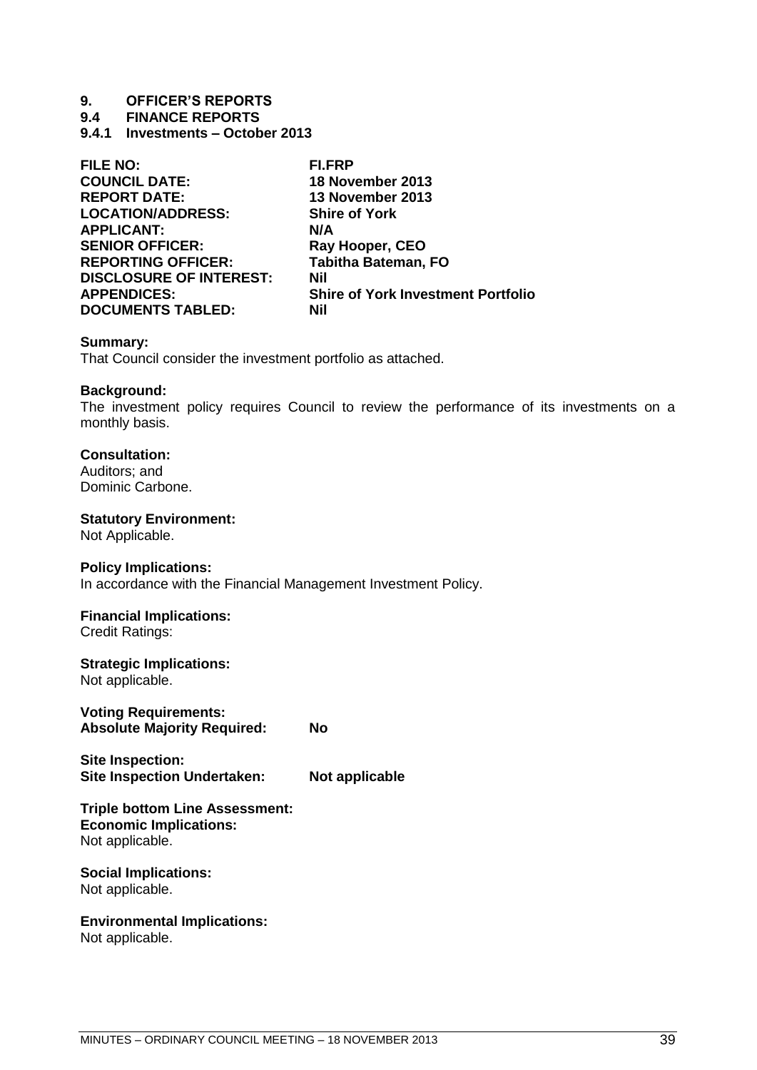# 9. OFFICER'S REPORTS

## 9.4 FINANCE REPORTS

### 9.4.1 Investments – October 2013

| | |
|---|---|
| **FILE NO:** | **FI.FRP** |
| **COUNCIL DATE:** | **18 November 2013** |
| **REPORT DATE:** | **13 November 2013** |
| **LOCATION/ADDRESS:** | **Shire of York** |
| **APPLICANT:** | **N/A** |
| **SENIOR OFFICER:** | **Ray Hooper, CEO** |
| **REPORTING OFFICER:** | **Tabitha Bateman, FO** |
| **DISCLOSURE OF INTEREST:** | **Nil** |
| **APPENDICES:** | **Shire of York Investment Portfolio** |
| **DOCUMENTS TABLED:** | **Nil** |

**Summary:**
That Council consider the investment portfolio as attached.

**Background:**
The investment policy requires Council to review the performance of its investments on a monthly basis.

**Consultation:**
Auditors; and
Dominic Carbone.

**Statutory Environment:**
Not Applicable.

**Policy Implications:**
In accordance with the Financial Management Investment Policy.

**Financial Implications:**
Credit Ratings:

**Strategic Implications:**
Not applicable.

**Voting Requirements:**
**Absolute Majority Required: No**

**Site Inspection:**
**Site Inspection Undertaken: Not applicable**

**Triple bottom Line Assessment:**
**Economic Implications:**
Not applicable.

**Social Implications:**
Not applicable.

**Environmental Implications:**
Not applicable.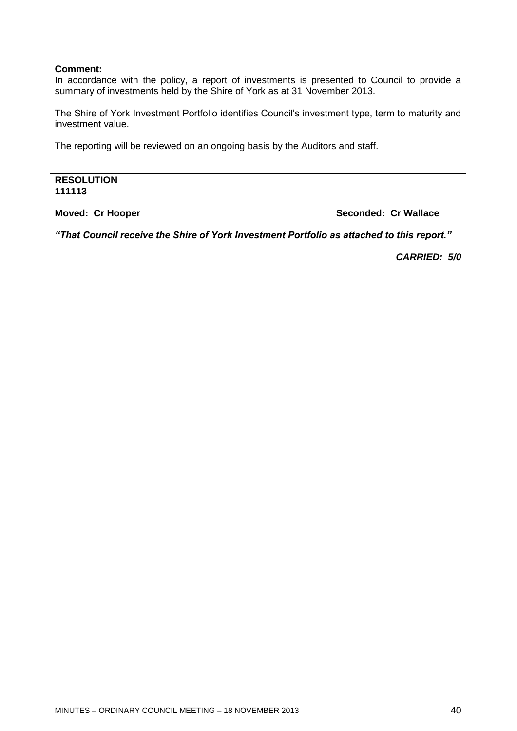**Comment:**
In accordance with the policy, a report of investments is presented to Council to provide a summary of investments held by the Shire of York as at 31 November 2013.

The Shire of York Investment Portfolio identifies Council's investment type, term to maturity and investment value.

The reporting will be reviewed on an ongoing basis by the Auditors and staff.

**RESOLUTION**
**111113**

**Moved: Cr Hooper** **Seconded: Cr Wallace**

***"That Council receive the Shire of York Investment Portfolio as attached to this report."***

***CARRIED: 5/0***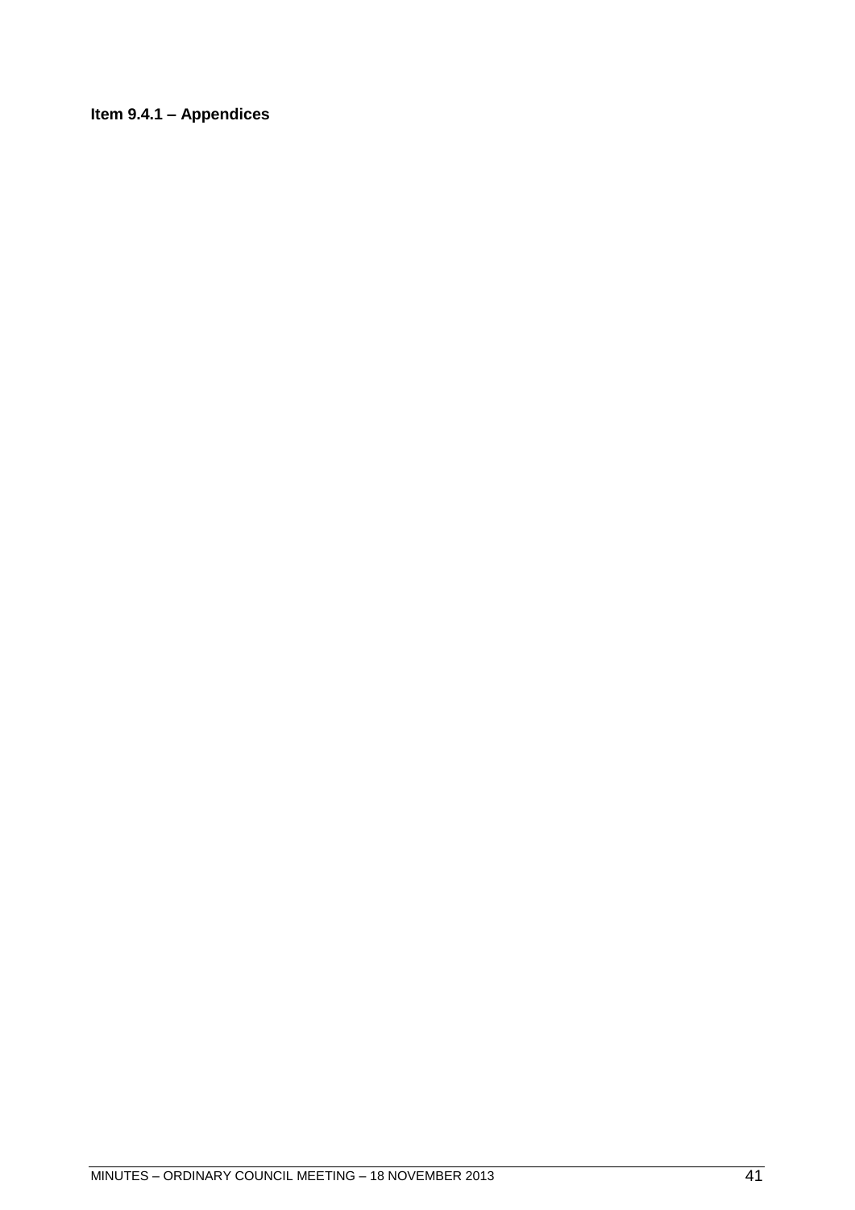**Item 9.4.1 – Appendices**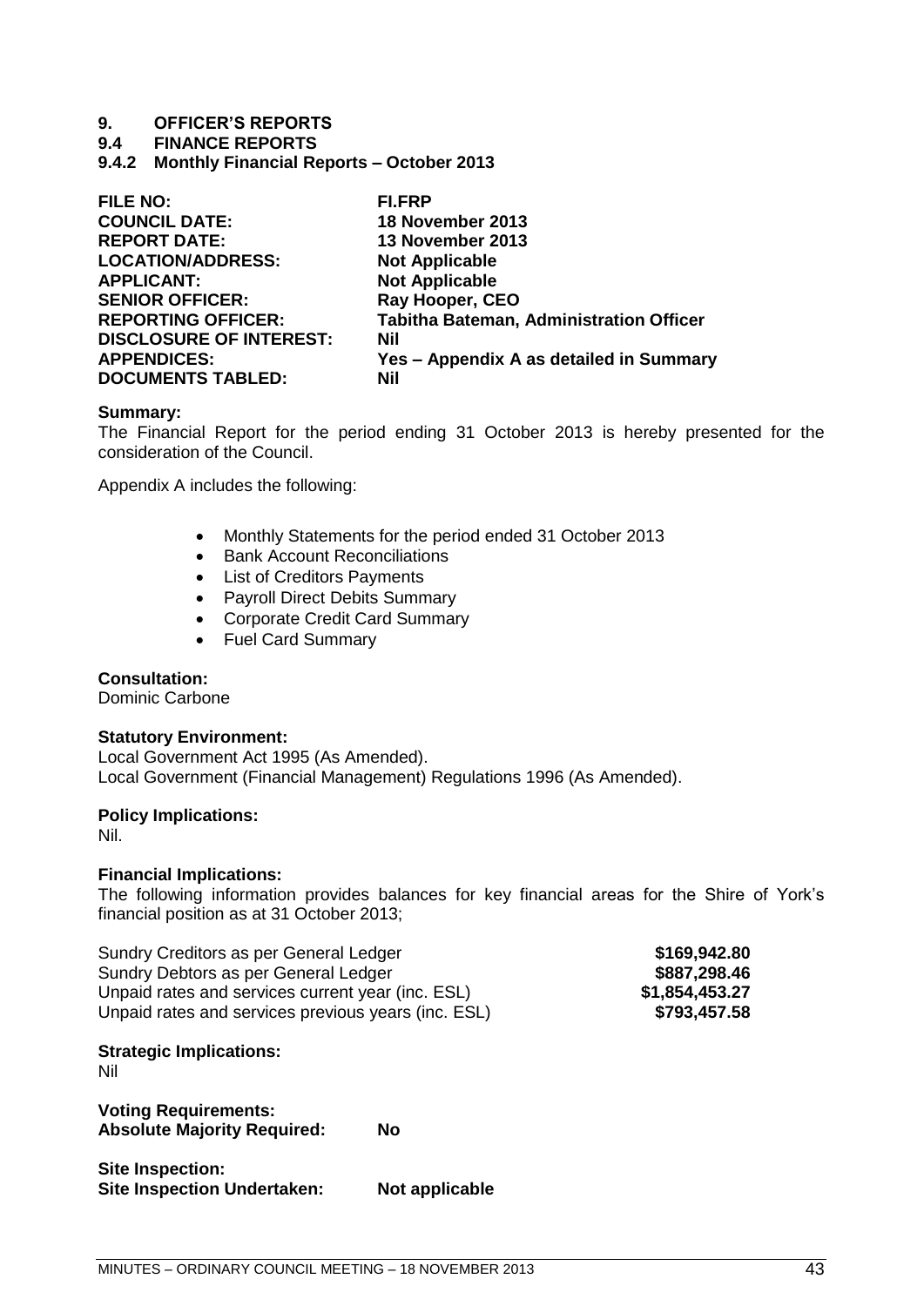# 9. OFFICER'S REPORTS

## 9.4 FINANCE REPORTS

### 9.4.2 Monthly Financial Reports – October 2013

| | |
|---|---|
| **FILE NO:** | **FI.FRP** |
| **COUNCIL DATE:** | **18 November 2013** |
| **REPORT DATE:** | **13 November 2013** |
| **LOCATION/ADDRESS:** | **Not Applicable** |
| **APPLICANT:** | **Not Applicable** |
| **SENIOR OFFICER:** | **Ray Hooper, CEO** |
| **REPORTING OFFICER:** | **Tabitha Bateman, Administration Officer** |
| **DISCLOSURE OF INTEREST:** | **Nil** |
| **APPENDICES:** | **Yes – Appendix A as detailed in Summary** |
| **DOCUMENTS TABLED:** | **Nil** |

**Summary:**
The Financial Report for the period ending 31 October 2013 is hereby presented for the consideration of the Council.

Appendix A includes the following:

- Monthly Statements for the period ended 31 October 2013
- Bank Account Reconciliations
- List of Creditors Payments
- Payroll Direct Debits Summary
- Corporate Credit Card Summary
- Fuel Card Summary

**Consultation:**
Dominic Carbone

**Statutory Environment:**
Local Government Act 1995 (As Amended).
Local Government (Financial Management) Regulations 1996 (As Amended).

**Policy Implications:**
Nil.

**Financial Implications:**
The following information provides balances for key financial areas for the Shire of York's financial position as at 31 October 2013;

| | |
|---|---:|
| Sundry Creditors as per General Ledger | **$169,942.80** |
| Sundry Debtors as per General Ledger | **$887,298.46** |
| Unpaid rates and services current year (inc. ESL) | **$1,854,453.27** |
| Unpaid rates and services previous years (inc. ESL) | **$793,457.58** |

**Strategic Implications:**
Nil

**Voting Requirements:**
**Absolute Majority Required:** **No**

**Site Inspection:**
**Site Inspection Undertaken:** **Not applicable**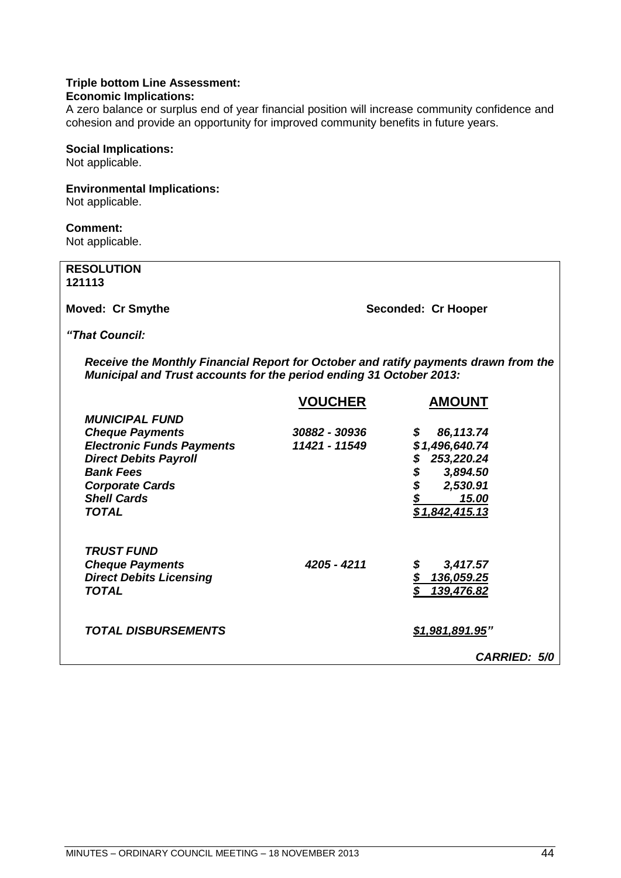**Triple bottom Line Assessment:**
**Economic Implications:**
A zero balance or surplus end of year financial position will increase community confidence and cohesion and provide an opportunity for improved community benefits in future years.

**Social Implications:**
Not applicable.

**Environmental Implications:**
Not applicable.

**Comment:**
Not applicable.

**RESOLUTION**
**121113**

**Moved: Cr Smythe** **Seconded: Cr Hooper**

***"That Council:***

***Receive the Monthly Financial Report for October and ratify payments drawn from the Municipal and Trust accounts for the period ending 31 October 2013:***

| | VOUCHER | AMOUNT |
|---|---|---|
| ***MUNICIPAL FUND*** | | |
| ***Cheque Payments*** | ***30882 - 30936*** | ***$ 86,113.74*** |
| ***Electronic Funds Payments*** | ***11421 - 11549*** | ***$1,496,640.74*** |
| ***Direct Debits Payroll*** | | ***$ 253,220.24*** |
| ***Bank Fees*** | | ***$ 3,894.50*** |
| ***Corporate Cards*** | | ***$ 2,530.91*** |
| ***Shell Cards*** | | ***$ 15.00*** |
| ***TOTAL*** | | ***$1,842,415.13*** |
| | | |
| ***TRUST FUND*** | | |
| ***Cheque Payments*** | ***4205 - 4211*** | ***$ 3,417.57*** |
| ***Direct Debits Licensing*** | | ***$ 136,059.25*** |
| ***TOTAL*** | | ***$ 139,476.82*** |
| | | |
| ***TOTAL DISBURSEMENTS*** | | ***$1,981,891.95"*** |

***CARRIED: 5/0***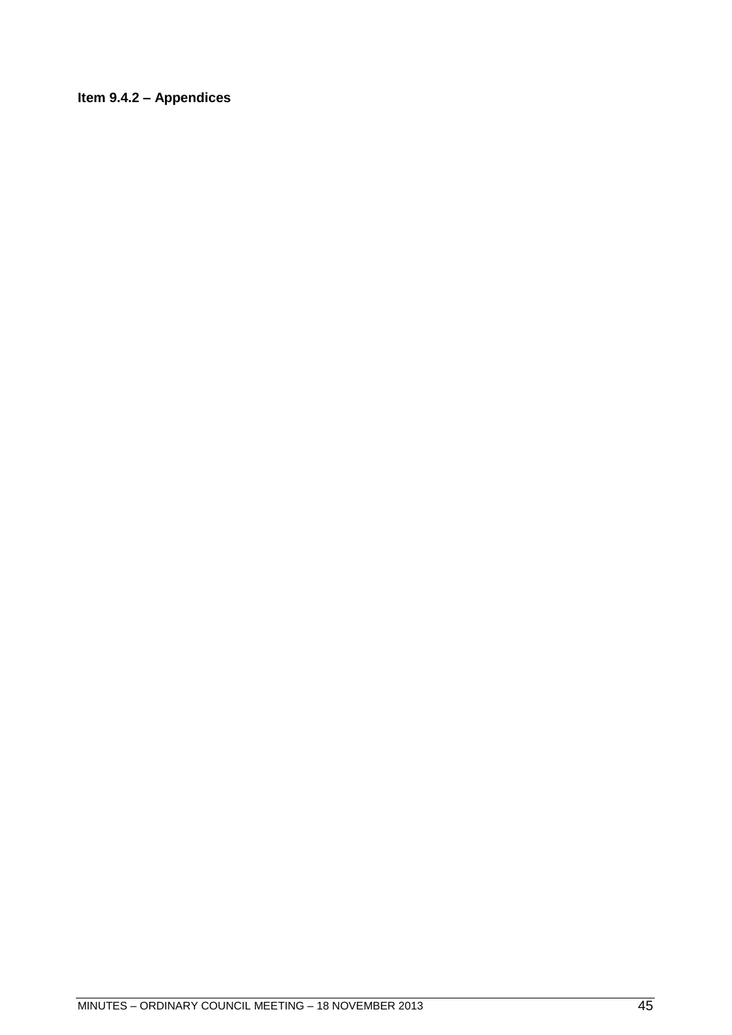**Item 9.4.2 – Appendices**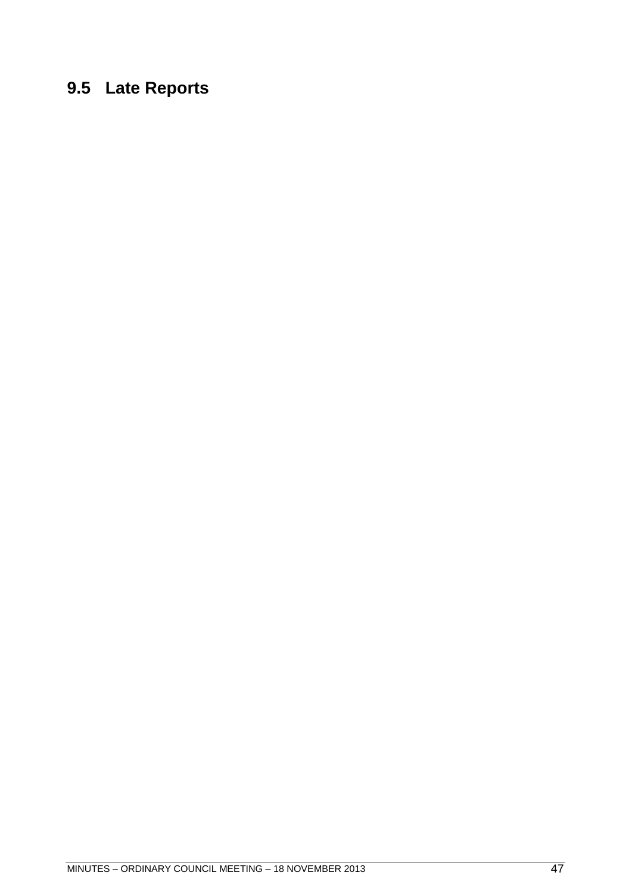## 9.5 Late Reports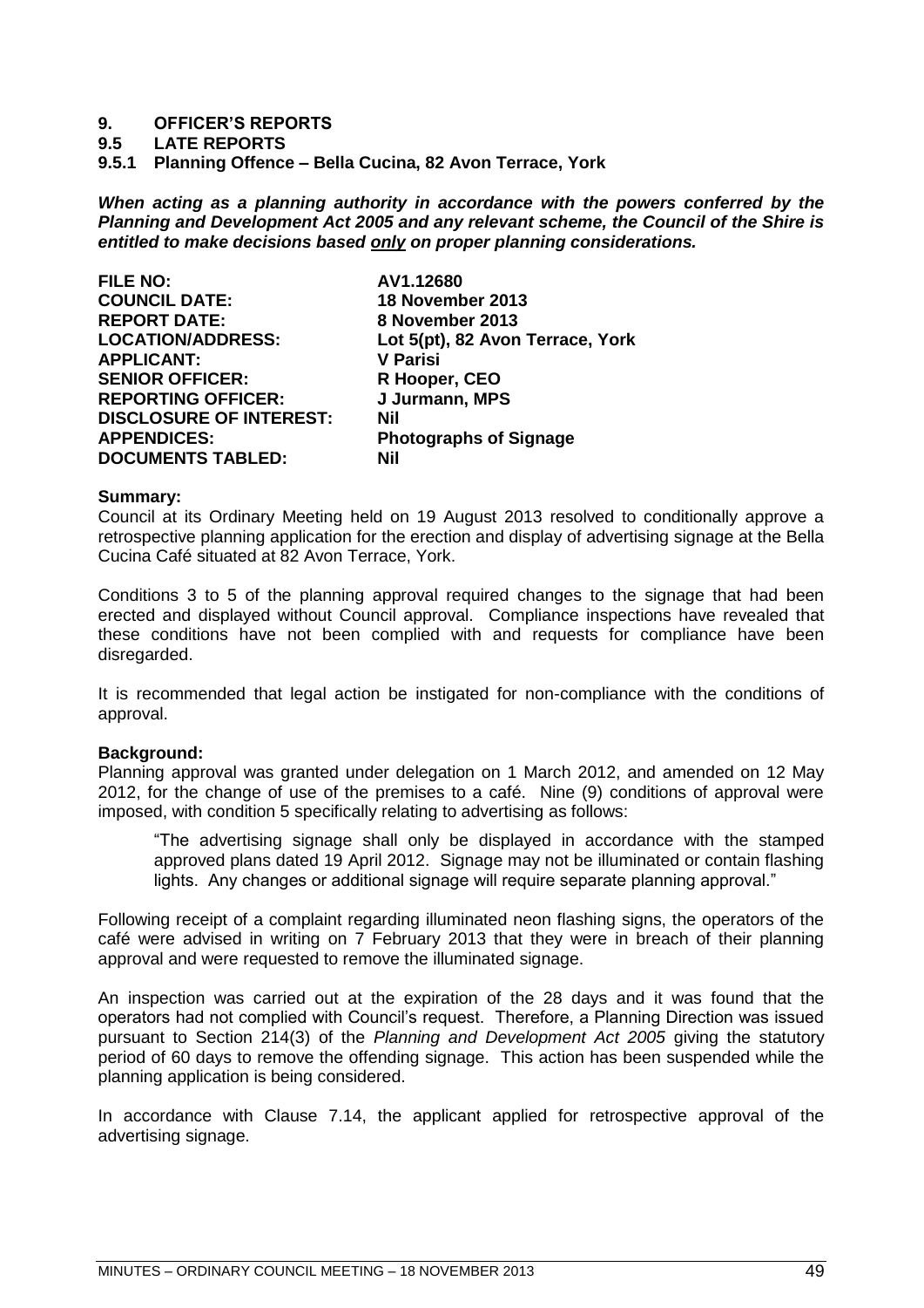# 9. OFFICER'S REPORTS

## 9.5 LATE REPORTS

### 9.5.1 Planning Offence – Bella Cucina, 82 Avon Terrace, York

***When acting as a planning authority in accordance with the powers conferred by the Planning and Development Act 2005 and any relevant scheme, the Council of the Shire is entitled to make decisions based only on proper planning considerations.***

| | |
|---|---|
| **FILE NO:** | **AV1.12680** |
| **COUNCIL DATE:** | **18 November 2013** |
| **REPORT DATE:** | **8 November 2013** |
| **LOCATION/ADDRESS:** | **Lot 5(pt), 82 Avon Terrace, York** |
| **APPLICANT:** | **V Parisi** |
| **SENIOR OFFICER:** | **R Hooper, CEO** |
| **REPORTING OFFICER:** | **J Jurmann, MPS** |
| **DISCLOSURE OF INTEREST:** | **Nil** |
| **APPENDICES:** | **Photographs of Signage** |
| **DOCUMENTS TABLED:** | **Nil** |

**Summary:**

Council at its Ordinary Meeting held on 19 August 2013 resolved to conditionally approve a retrospective planning application for the erection and display of advertising signage at the Bella Cucina Café situated at 82 Avon Terrace, York.

Conditions 3 to 5 of the planning approval required changes to the signage that had been erected and displayed without Council approval. Compliance inspections have revealed that these conditions have not been complied with and requests for compliance have been disregarded.

It is recommended that legal action be instigated for non-compliance with the conditions of approval.

**Background:**

Planning approval was granted under delegation on 1 March 2012, and amended on 12 May 2012, for the change of use of the premises to a café. Nine (9) conditions of approval were imposed, with condition 5 specifically relating to advertising as follows:

> "The advertising signage shall only be displayed in accordance with the stamped approved plans dated 19 April 2012. Signage may not be illuminated or contain flashing lights. Any changes or additional signage will require separate planning approval."

Following receipt of a complaint regarding illuminated neon flashing signs, the operators of the café were advised in writing on 7 February 2013 that they were in breach of their planning approval and were requested to remove the illuminated signage.

An inspection was carried out at the expiration of the 28 days and it was found that the operators had not complied with Council's request. Therefore, a Planning Direction was issued pursuant to Section 214(3) of the *Planning and Development Act 2005* giving the statutory period of 60 days to remove the offending signage. This action has been suspended while the planning application is being considered.

In accordance with Clause 7.14, the applicant applied for retrospective approval of the advertising signage.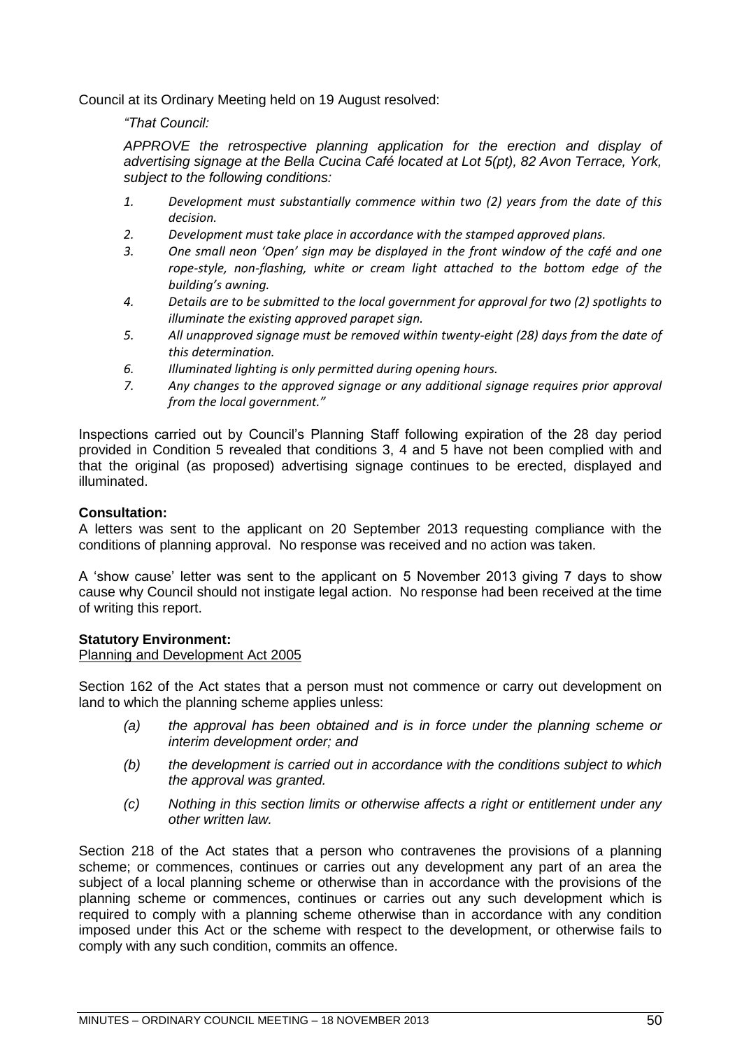Council at its Ordinary Meeting held on 19 August resolved:

> *"That Council:*
>
> *APPROVE the retrospective planning application for the erection and display of advertising signage at the Bella Cucina Café located at Lot 5(pt), 82 Avon Terrace, York, subject to the following conditions:*
>
> 1. *Development must substantially commence within two (2) years from the date of this decision.*
> 2. *Development must take place in accordance with the stamped approved plans.*
> 3. *One small neon 'Open' sign may be displayed in the front window of the café and one rope-style, non-flashing, white or cream light attached to the bottom edge of the building's awning.*
> 4. *Details are to be submitted to the local government for approval for two (2) spotlights to illuminate the existing approved parapet sign.*
> 5. *All unapproved signage must be removed within twenty-eight (28) days from the date of this determination.*
> 6. *Illuminated lighting is only permitted during opening hours.*
> 7. *Any changes to the approved signage or any additional signage requires prior approval from the local government."*

Inspections carried out by Council's Planning Staff following expiration of the 28 day period provided in Condition 5 revealed that conditions 3, 4 and 5 have not been complied with and that the original (as proposed) advertising signage continues to be erected, displayed and illuminated.

**Consultation:**
A letters was sent to the applicant on 20 September 2013 requesting compliance with the conditions of planning approval. No response was received and no action was taken.

A 'show cause' letter was sent to the applicant on 5 November 2013 giving 7 days to show cause why Council should not instigate legal action. No response had been received at the time of writing this report.

**Statutory Environment:**
Planning and Development Act 2005

Section 162 of the Act states that a person must not commence or carry out development on land to which the planning scheme applies unless:

> *(a) the approval has been obtained and is in force under the planning scheme or interim development order; and*
>
> *(b) the development is carried out in accordance with the conditions subject to which the approval was granted.*
>
> *(c) Nothing in this section limits or otherwise affects a right or entitlement under any other written law.*

Section 218 of the Act states that a person who contravenes the provisions of a planning scheme; or commences, continues or carries out any development any part of an area the subject of a local planning scheme or otherwise than in accordance with the provisions of the planning scheme or commences, continues or carries out any such development which is required to comply with a planning scheme otherwise than in accordance with any condition imposed under this Act or the scheme with respect to the development, or otherwise fails to comply with any such condition, commits an offence.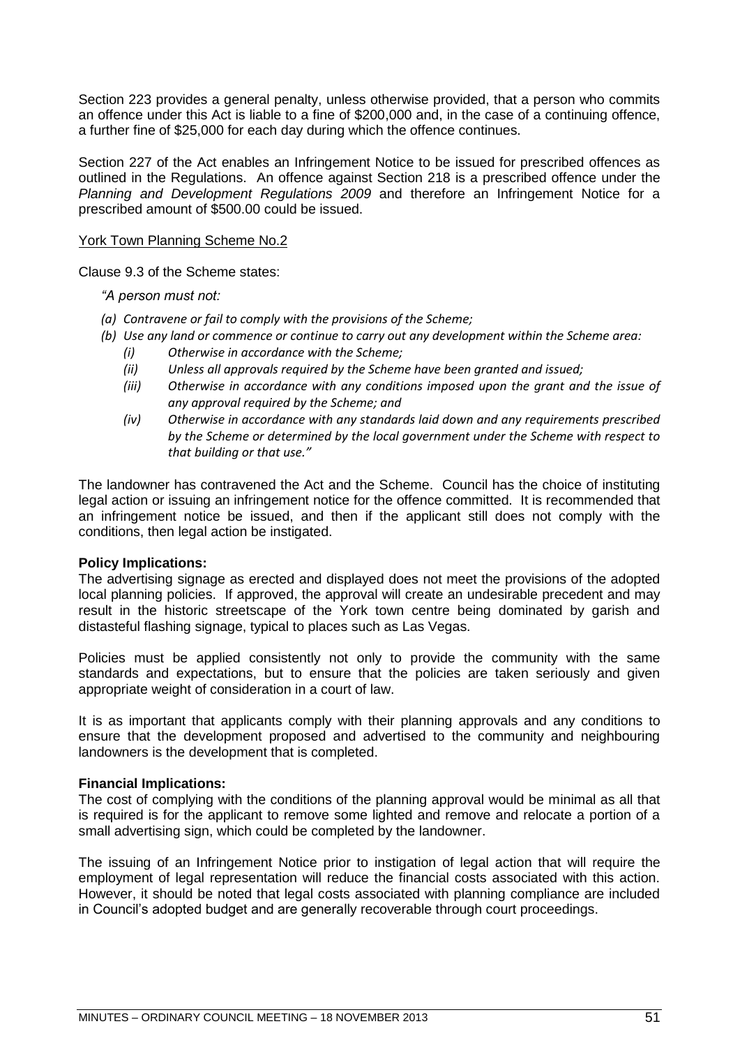Section 223 provides a general penalty, unless otherwise provided, that a person who commits an offence under this Act is liable to a fine of $200,000 and, in the case of a continuing offence, a further fine of $25,000 for each day during which the offence continues.

Section 227 of the Act enables an Infringement Notice to be issued for prescribed offences as outlined in the Regulations. An offence against Section 218 is a prescribed offence under the *Planning and Development Regulations 2009* and therefore an Infringement Notice for a prescribed amount of $500.00 could be issued.

York Town Planning Scheme No.2

Clause 9.3 of the Scheme states:

*"A person must not:*

- *(a) Contravene or fail to comply with the provisions of the Scheme;*
- *(b) Use any land or commence or continue to carry out any development within the Scheme area:*
    - *(i) Otherwise in accordance with the Scheme;*
    - *(ii) Unless all approvals required by the Scheme have been granted and issued;*
    - *(iii) Otherwise in accordance with any conditions imposed upon the grant and the issue of any approval required by the Scheme; and*
    - *(iv) Otherwise in accordance with any standards laid down and any requirements prescribed by the Scheme or determined by the local government under the Scheme with respect to that building or that use."*

The landowner has contravened the Act and the Scheme. Council has the choice of instituting legal action or issuing an infringement notice for the offence committed. It is recommended that an infringement notice be issued, and then if the applicant still does not comply with the conditions, then legal action be instigated.

**Policy Implications:**
The advertising signage as erected and displayed does not meet the provisions of the adopted local planning policies. If approved, the approval will create an undesirable precedent and may result in the historic streetscape of the York town centre being dominated by garish and distasteful flashing signage, typical to places such as Las Vegas.

Policies must be applied consistently not only to provide the community with the same standards and expectations, but to ensure that the policies are taken seriously and given appropriate weight of consideration in a court of law.

It is as important that applicants comply with their planning approvals and any conditions to ensure that the development proposed and advertised to the community and neighbouring landowners is the development that is completed.

**Financial Implications:**
The cost of complying with the conditions of the planning approval would be minimal as all that is required is for the applicant to remove some lighted and remove and relocate a portion of a small advertising sign, which could be completed by the landowner.

The issuing of an Infringement Notice prior to instigation of legal action that will require the employment of legal representation will reduce the financial costs associated with this action. However, it should be noted that legal costs associated with planning compliance are included in Council's adopted budget and are generally recoverable through court proceedings.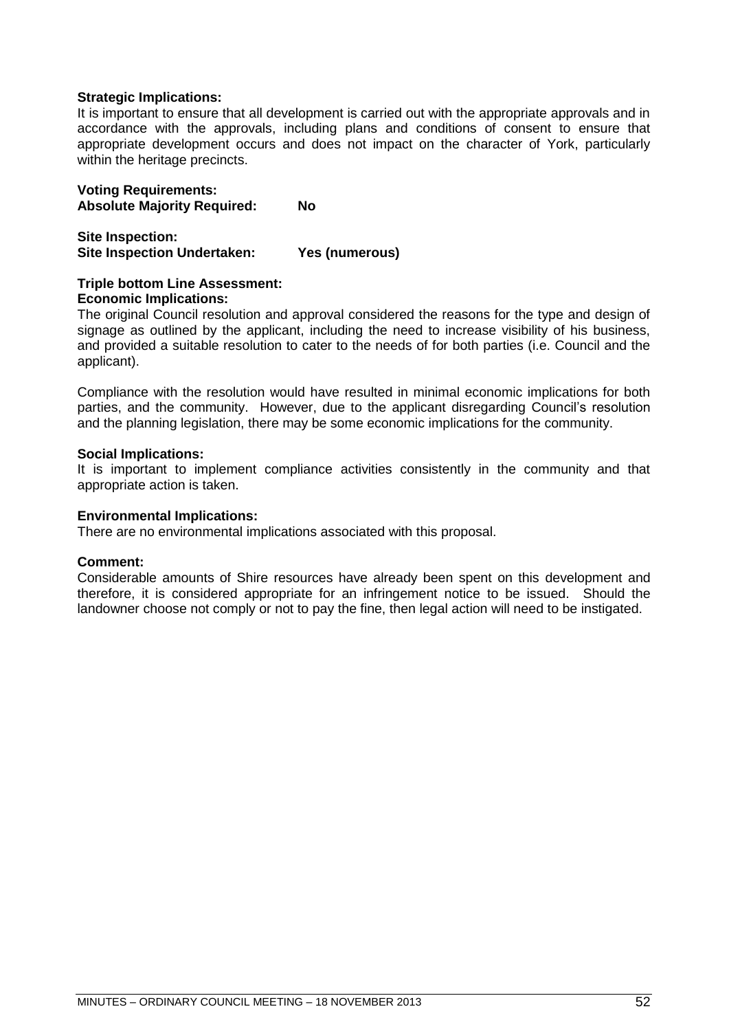**Strategic Implications:**
It is important to ensure that all development is carried out with the appropriate approvals and in accordance with the approvals, including plans and conditions of consent to ensure that appropriate development occurs and does not impact on the character of York, particularly within the heritage precincts.

**Voting Requirements:**
**Absolute Majority Required: No**

**Site Inspection:**
**Site Inspection Undertaken: Yes (numerous)**

**Triple bottom Line Assessment:**
**Economic Implications:**
The original Council resolution and approval considered the reasons for the type and design of signage as outlined by the applicant, including the need to increase visibility of his business, and provided a suitable resolution to cater to the needs of for both parties (i.e. Council and the applicant).

Compliance with the resolution would have resulted in minimal economic implications for both parties, and the community. However, due to the applicant disregarding Council's resolution and the planning legislation, there may be some economic implications for the community.

**Social Implications:**
It is important to implement compliance activities consistently in the community and that appropriate action is taken.

**Environmental Implications:**
There are no environmental implications associated with this proposal.

**Comment:**
Considerable amounts of Shire resources have already been spent on this development and therefore, it is considered appropriate for an infringement notice to be issued. Should the landowner choose not comply or not to pay the fine, then legal action will need to be instigated.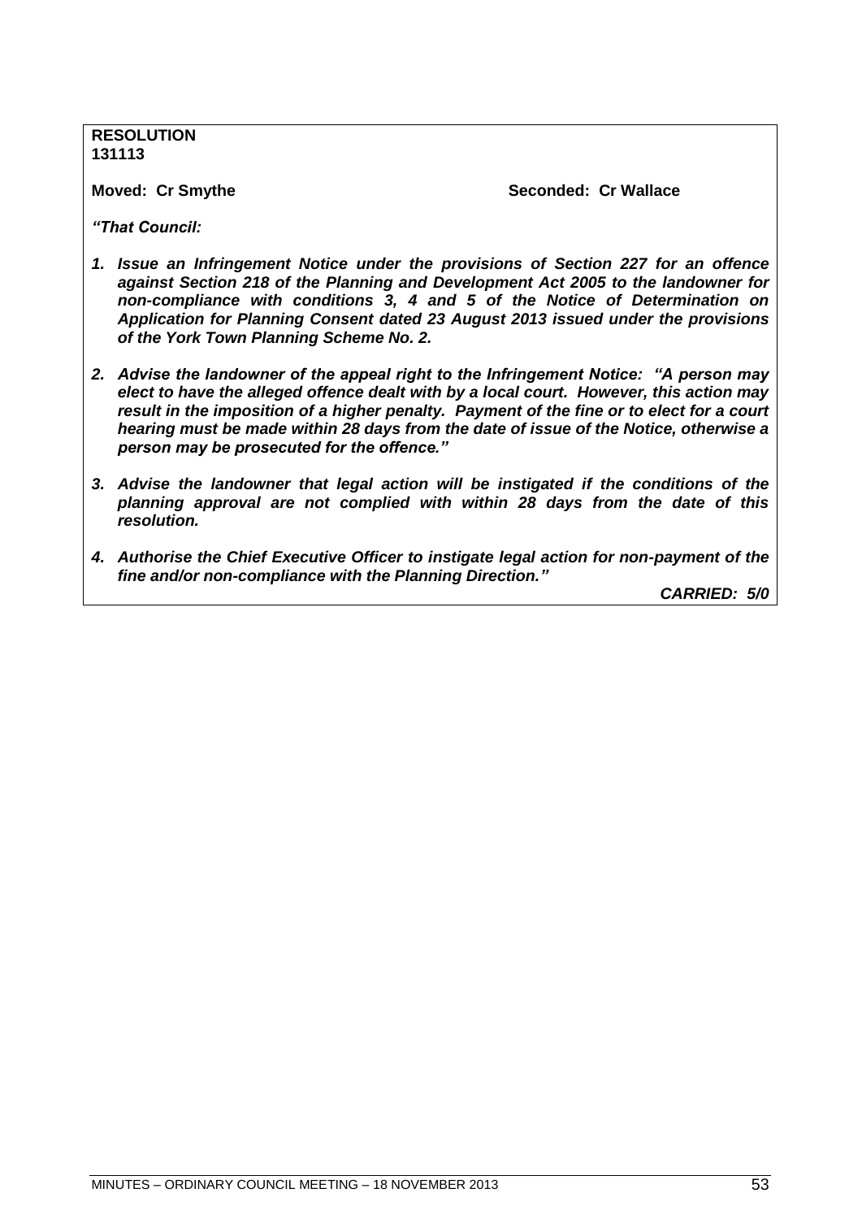**RESOLUTION**
**131113**

**Moved: Cr Smythe** **Seconded: Cr Wallace**

***"That Council:***

1. ***Issue an Infringement Notice under the provisions of Section 227 for an offence against Section 218 of the Planning and Development Act 2005 to the landowner for non-compliance with conditions 3, 4 and 5 of the Notice of Determination on Application for Planning Consent dated 23 August 2013 issued under the provisions of the York Town Planning Scheme No. 2.***

2. ***Advise the landowner of the appeal right to the Infringement Notice: "A person may elect to have the alleged offence dealt with by a local court. However, this action may result in the imposition of a higher penalty. Payment of the fine or to elect for a court hearing must be made within 28 days from the date of issue of the Notice, otherwise a person may be prosecuted for the offence."***

3. ***Advise the landowner that legal action will be instigated if the conditions of the planning approval are not complied with within 28 days from the date of this resolution.***

4. ***Authorise the Chief Executive Officer to instigate legal action for non-payment of the fine and/or non-compliance with the Planning Direction."***

***CARRIED: 5/0***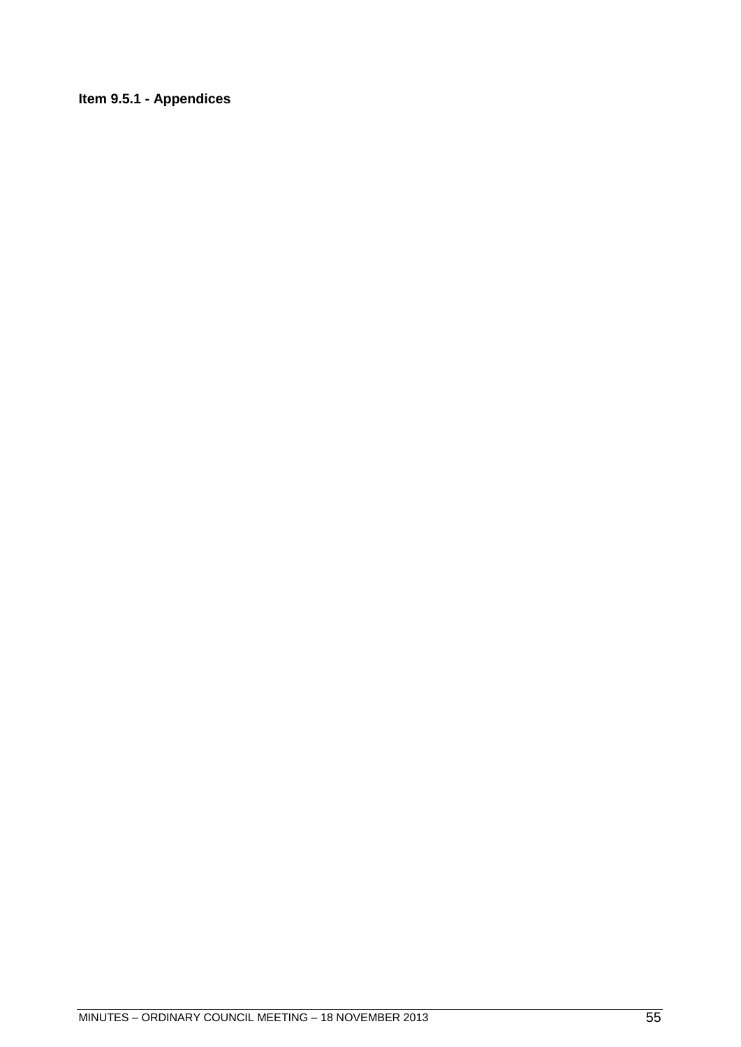**Item 9.5.1 - Appendices**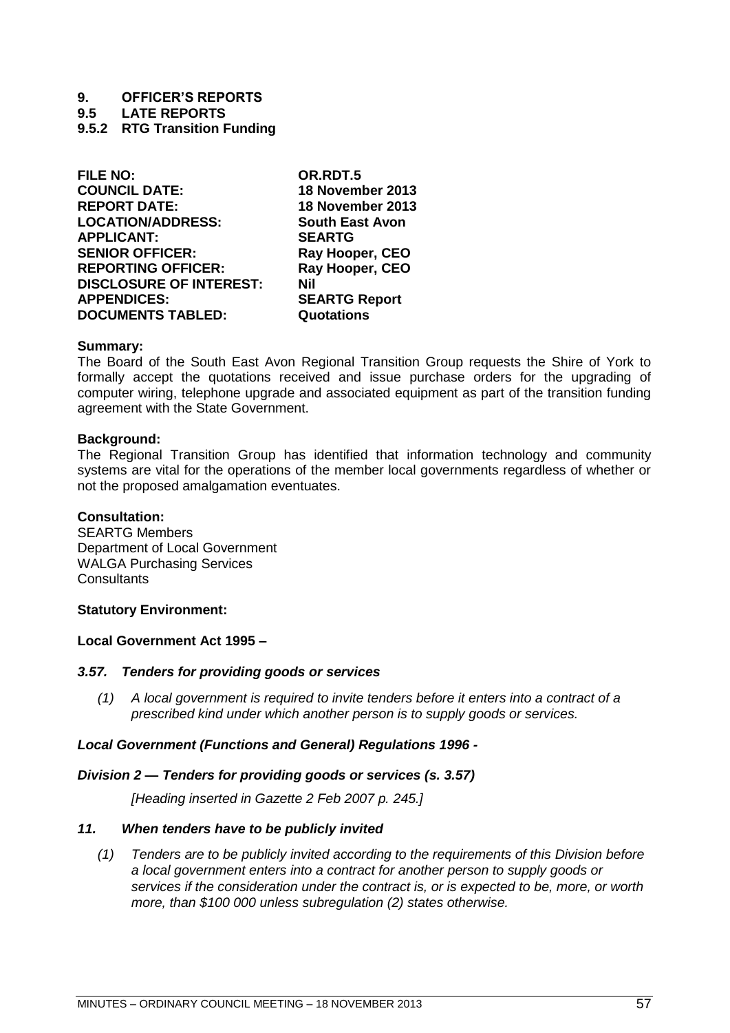# 9. OFFICER'S REPORTS

## 9.5 LATE REPORTS

### 9.5.2 RTG Transition Funding

| | |
|---|---|
| **FILE NO:** | **OR.RDT.5** |
| **COUNCIL DATE:** | **18 November 2013** |
| **REPORT DATE:** | **18 November 2013** |
| **LOCATION/ADDRESS:** | **South East Avon** |
| **APPLICANT:** | **SEARTG** |
| **SENIOR OFFICER:** | **Ray Hooper, CEO** |
| **REPORTING OFFICER:** | **Ray Hooper, CEO** |
| **DISCLOSURE OF INTEREST:** | **Nil** |
| **APPENDICES:** | **SEARTG Report** |
| **DOCUMENTS TABLED:** | **Quotations** |

**Summary:**
The Board of the South East Avon Regional Transition Group requests the Shire of York to formally accept the quotations received and issue purchase orders for the upgrading of computer wiring, telephone upgrade and associated equipment as part of the transition funding agreement with the State Government.

**Background:**
The Regional Transition Group has identified that information technology and community systems are vital for the operations of the member local governments regardless of whether or not the proposed amalgamation eventuates.

**Consultation:**
SEARTG Members
Department of Local Government
WALGA Purchasing Services
Consultants

**Statutory Environment:**

**Local Government Act 1995 –**

***3.57. Tenders for providing goods or services***

*(1) A local government is required to invite tenders before it enters into a contract of a prescribed kind under which another person is to supply goods or services.*

***Local Government (Functions and General) Regulations 1996 -***

***Division 2 — Tenders for providing goods or services (s. 3.57)***

*[Heading inserted in Gazette 2 Feb 2007 p. 245.]*

***11. When tenders have to be publicly invited***

*(1) Tenders are to be publicly invited according to the requirements of this Division before a local government enters into a contract for another person to supply goods or services if the consideration under the contract is, or is expected to be, more, or worth more, than $100 000 unless subregulation (2) states otherwise.*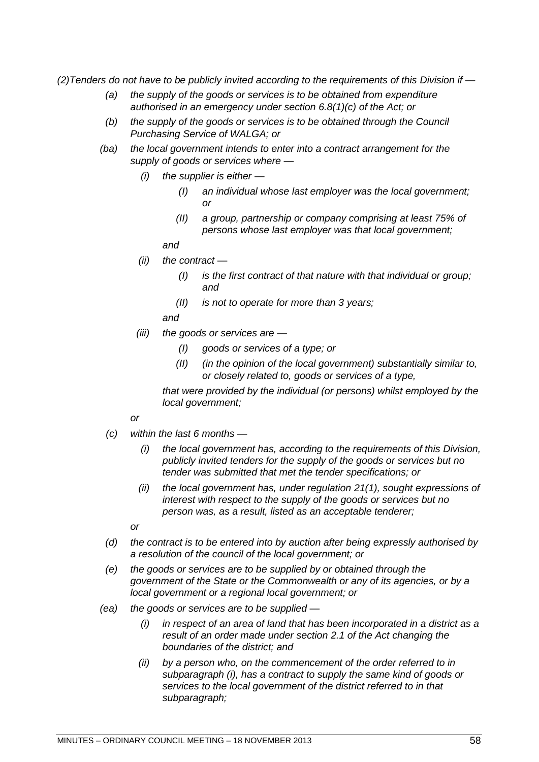*(2)Tenders do not have to be publicly invited according to the requirements of this Division if —*

- *(a) the supply of the goods or services is to be obtained from expenditure authorised in an emergency under section 6.8(1)(c) of the Act; or*
- *(b) the supply of the goods or services is to be obtained through the Council Purchasing Service of WALGA; or*
- *(ba) the local government intends to enter into a contract arrangement for the supply of goods or services where —*
  - *(i) the supplier is either —*
    - *(I) an individual whose last employer was the local government; or*
    - *(II) a group, partnership or company comprising at least 75% of persons whose last employer was that local government;*

    *and*
  - *(ii) the contract —*
    - *(I) is the first contract of that nature with that individual or group; and*
    - *(II) is not to operate for more than 3 years;*

    *and*
  - *(iii) the goods or services are —*
    - *(I) goods or services of a type; or*
    - *(II) (in the opinion of the local government) substantially similar to, or closely related to, goods or services of a type,*

    *that were provided by the individual (or persons) whilst employed by the local government;*

  *or*
- *(c) within the last 6 months —*
  - *(i) the local government has, according to the requirements of this Division, publicly invited tenders for the supply of the goods or services but no tender was submitted that met the tender specifications; or*
  - *(ii) the local government has, under regulation 21(1), sought expressions of interest with respect to the supply of the goods or services but no person was, as a result, listed as an acceptable tenderer;*

  *or*
- *(d) the contract is to be entered into by auction after being expressly authorised by a resolution of the council of the local government; or*
- *(e) the goods or services are to be supplied by or obtained through the government of the State or the Commonwealth or any of its agencies, or by a local government or a regional local government; or*
- *(ea) the goods or services are to be supplied —*
  - *(i) in respect of an area of land that has been incorporated in a district as a result of an order made under section 2.1 of the Act changing the boundaries of the district; and*
  - *(ii) by a person who, on the commencement of the order referred to in subparagraph (i), has a contract to supply the same kind of goods or services to the local government of the district referred to in that subparagraph;*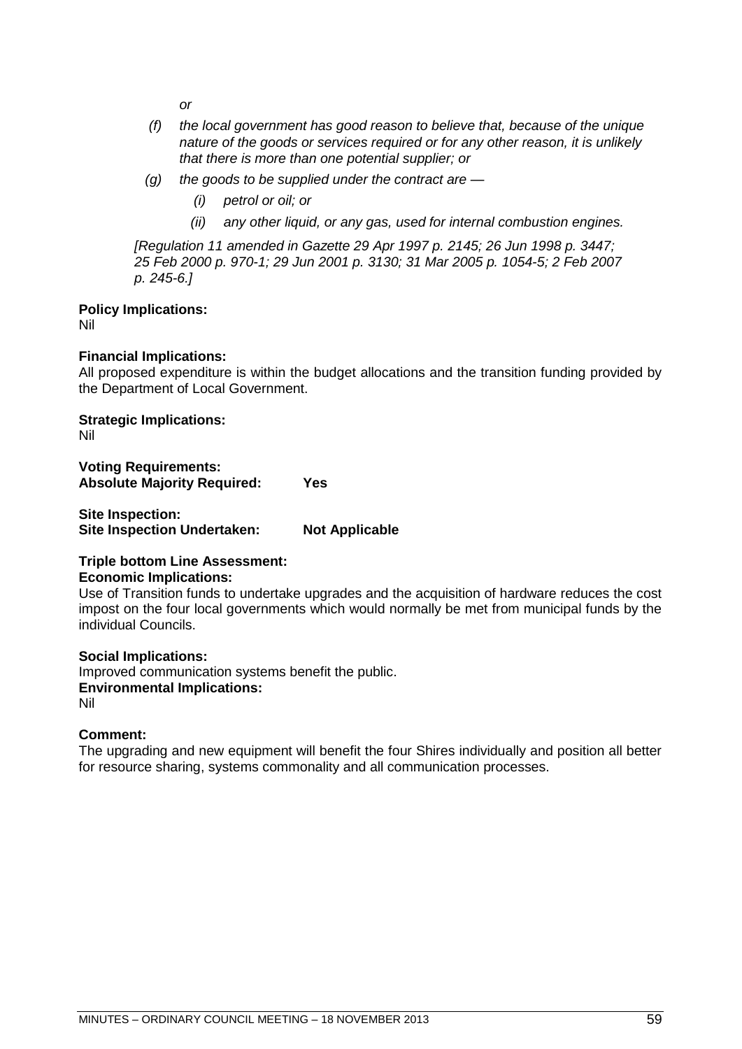*or*

*(f) the local government has good reason to believe that, because of the unique nature of the goods or services required or for any other reason, it is unlikely that there is more than one potential supplier; or*

*(g) the goods to be supplied under the contract are —*

*(i) petrol or oil; or*

*(ii) any other liquid, or any gas, used for internal combustion engines.*

*[Regulation 11 amended in Gazette 29 Apr 1997 p. 2145; 26 Jun 1998 p. 3447; 25 Feb 2000 p. 970-1; 29 Jun 2001 p. 3130; 31 Mar 2005 p. 1054-5; 2 Feb 2007 p. 245-6.]*

**Policy Implications:**
Nil

**Financial Implications:**
All proposed expenditure is within the budget allocations and the transition funding provided by the Department of Local Government.

**Strategic Implications:**
Nil

**Voting Requirements:**
**Absolute Majority Required: Yes**

**Site Inspection:**
**Site Inspection Undertaken: Not Applicable**

**Triple bottom Line Assessment:**
**Economic Implications:**
Use of Transition funds to undertake upgrades and the acquisition of hardware reduces the cost impost on the four local governments which would normally be met from municipal funds by the individual Councils.

**Social Implications:**
Improved communication systems benefit the public.
**Environmental Implications:**
Nil

**Comment:**
The upgrading and new equipment will benefit the four Shires individually and position all better for resource sharing, systems commonality and all communication processes.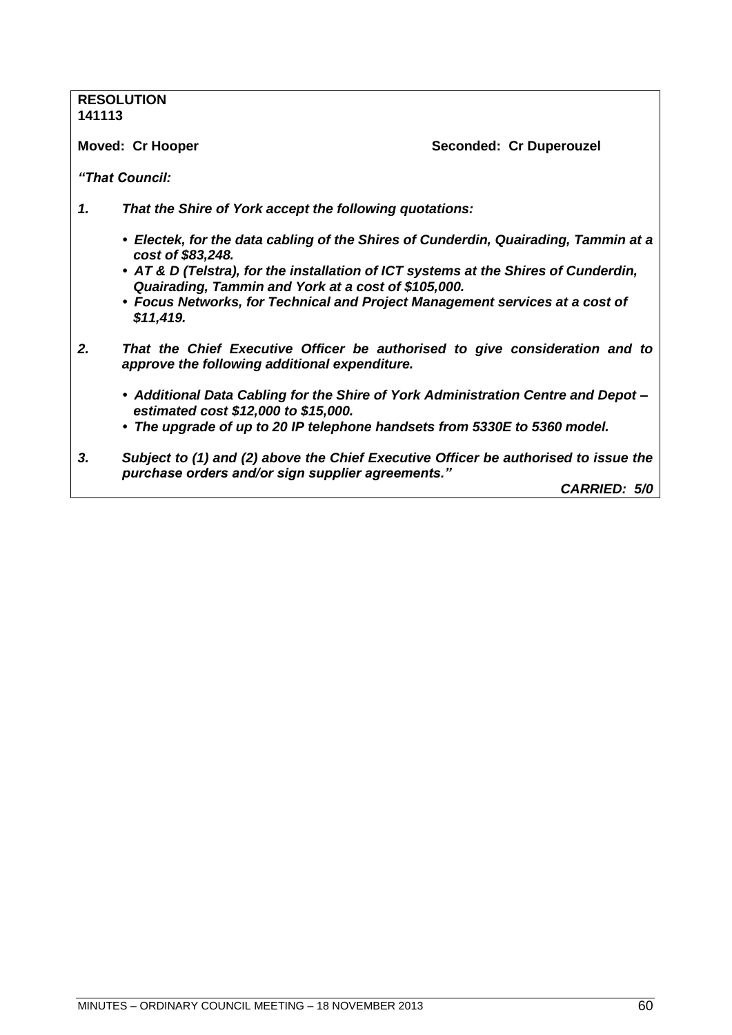**RESOLUTION**
**141113**

**Moved: Cr Hooper** **Seconded: Cr Duperouzel**

***"That Council:***

***1. That the Shire of York accept the following quotations:***

- ***Electek, for the data cabling of the Shires of Cunderdin, Quairading, Tammin at a cost of $83,248.***
- ***AT & D (Telstra), for the installation of ICT systems at the Shires of Cunderdin, Quairading, Tammin and York at a cost of $105,000.***
- ***Focus Networks, for Technical and Project Management services at a cost of $11,419.***

***2. That the Chief Executive Officer be authorised to give consideration and to approve the following additional expenditure.***

- ***Additional Data Cabling for the Shire of York Administration Centre and Depot – estimated cost $12,000 to $15,000.***
- ***The upgrade of up to 20 IP telephone handsets from 5330E to 5360 model.***

***3. Subject to (1) and (2) above the Chief Executive Officer be authorised to issue the purchase orders and/or sign supplier agreements."***

***CARRIED: 5/0***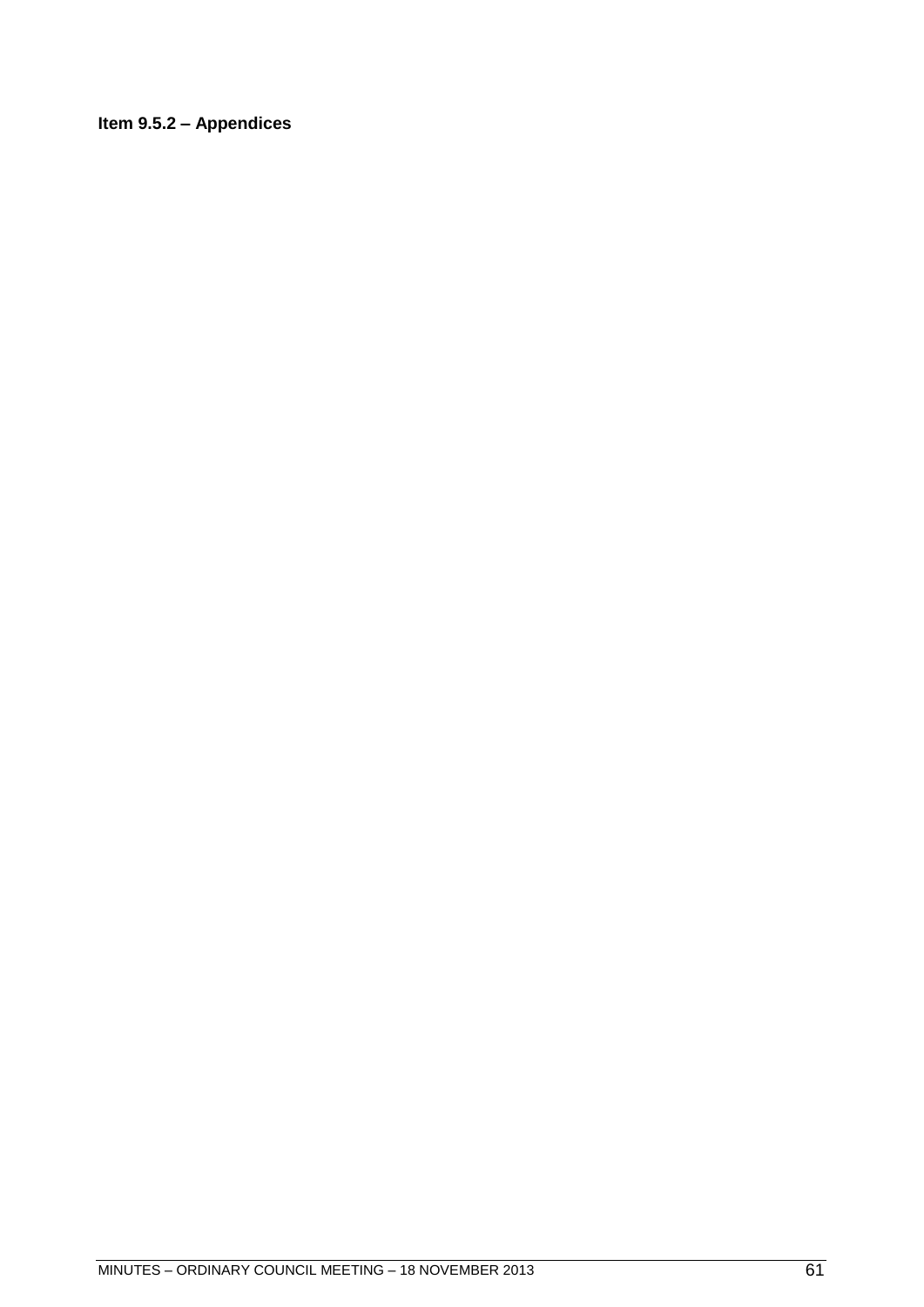**Item 9.5.2 – Appendices**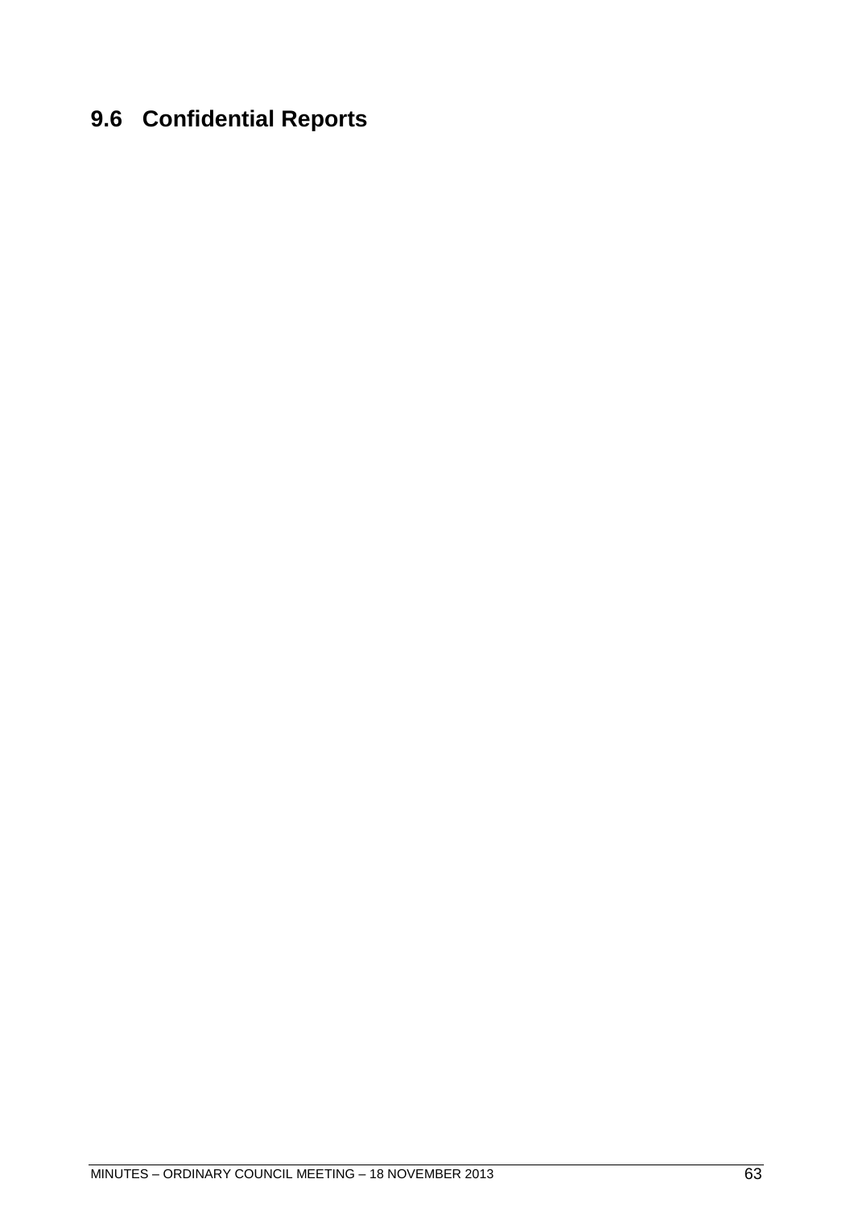## 9.6 Confidential Reports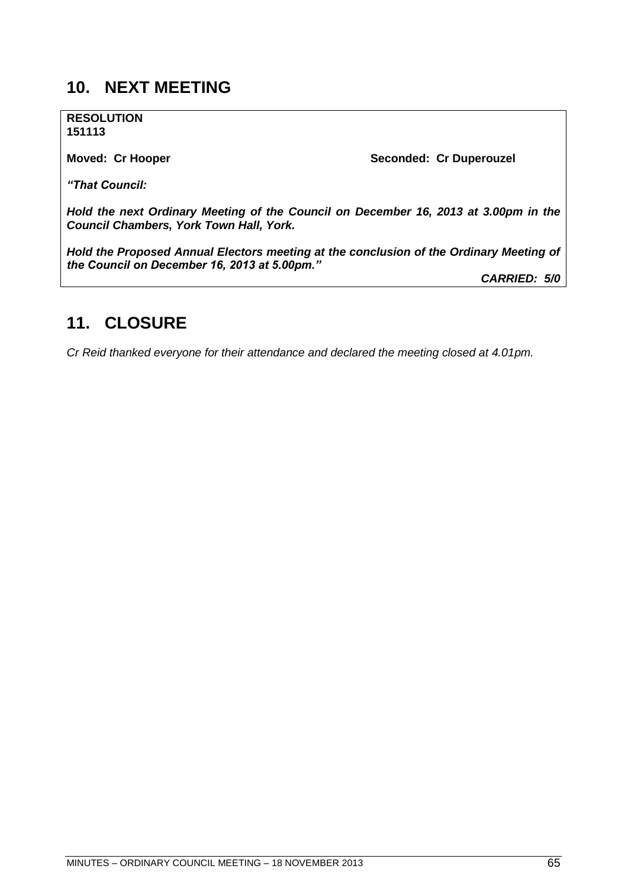## 10. NEXT MEETING

**RESOLUTION**
**151113**

**Moved: Cr Hooper** **Seconded: Cr Duperouzel**

***"That Council:***

***Hold the next Ordinary Meeting of the Council on December 16, 2013 at 3.00pm in the Council Chambers, York Town Hall, York.***

***Hold the Proposed Annual Electors meeting at the conclusion of the Ordinary Meeting of the Council on December 16, 2013 at 5.00pm."***

***CARRIED: 5/0***

## 11. CLOSURE

*Cr Reid thanked everyone for their attendance and declared the meeting closed at 4.01pm.*